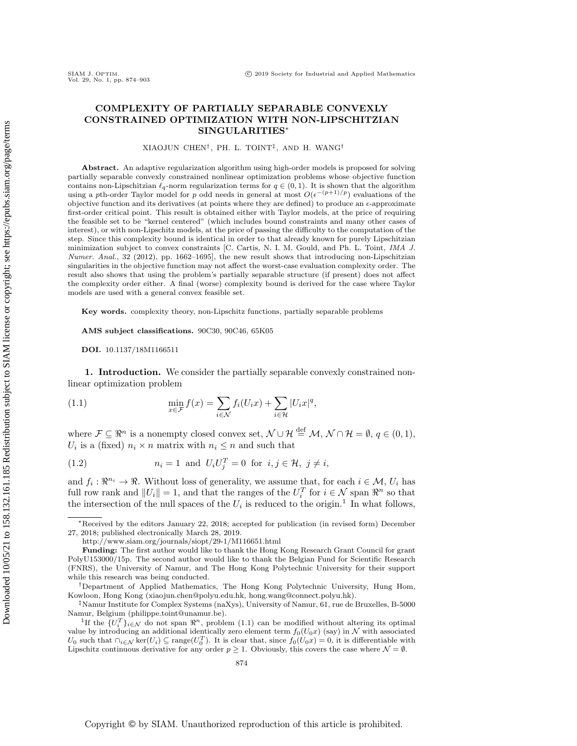# COMPLEXITY OF PARTIALLY SEPARABLE CONVEXLY CONSTRAINED OPTIMIZATION WITH NON-LIPSCHITZIAN SINGULARITIES*

XIAOJUN CHEN†, PH. L. TOINT‡, AND H. WANG†

**Abstract.** An adaptive regularization algorithm using high-order models is proposed for solving partially separable convexly constrained nonlinear optimization problems whose objective function contains non-Lipschitzian $\ell_q$-norm regularization terms for $q \in (0,1)$. It is shown that the algorithm using a $p$th-order Taylor model for $p$ odd needs in general at most $O(\epsilon^{-(p+1)/p})$ evaluations of the objective function and its derivatives (at points where they are defined) to produce an $\epsilon$-approximate first-order critical point. This result is obtained either with Taylor models, at the price of requiring the feasible set to be "kernel centered" (which includes bound constraints and many other cases of interest), or with non-Lipschitz models, at the price of passing the difficulty to the computation of the step. Since this complexity bound is identical in order to that already known for purely Lipschitzian minimization subject to convex constraints [C. Cartis, N. I. M. Gould, and Ph. L. Toint, *IMA J. Numer. Anal.*, 32 (2012), pp. 1662–1695], the new result shows that introducing non-Lipschitzian singularities in the objective function may not affect the worst-case evaluation complexity order. The result also shows that using the problem's partially separable structure (if present) does not affect the complexity order either. A final (worse) complexity bound is derived for the case where Taylor models are used with a general convex feasible set.

**Key words.** complexity theory, non-Lipschitz functions, partially separable problems

**AMS subject classifications.** 90C30, 90C46, 65K05

**DOI.** 10.1137/18M1166511

## 1. Introduction.

We consider the partially separable convexly constrained nonlinear optimization problem

$$\min_{x \in \mathcal{F}} f(x) = \sum_{i \in \mathcal{N}} f_i(U_i x) + \sum_{i \in \mathcal{H}} |U_i x|^q, \tag{1.1}$$

where $\mathcal{F} \subseteq \Re^n$ is a nonempty closed convex set, $\mathcal{N} \cup \mathcal{H} \stackrel{\rm def}{=} \mathcal{M}$, $\mathcal{N} \cap \mathcal{H} = \emptyset$, $q \in (0,1)$, $U_i$ is a (fixed) $n_i \times n$ matrix with $n_i \leq n$ and such that

$$n_i = 1 \;\text{ and }\; U_i U_j^T = 0 \;\text{ for }\; i,j \in \mathcal{H},\; j \neq i, \tag{1.2}$$

and $f_i : \Re^{n_i} \to \Re$. Without loss of generality, we assume that, for each $i \in \mathcal{M}$, $U_i$ has full row rank and $\|U_i\| = 1$, and that the ranges of the $U_i^T$ for $i \in \mathcal{N}$ span $\Re^n$ so that the intersection of the null spaces of the $U_i$ is reduced to the origin.[1] In what follows,

---

*Received by the editors January 22, 2018; accepted for publication (in revised form) December 27, 2018; published electronically March 28, 2019.
http://www.siam.org/journals/siopt/29-1/M116651.html

**Funding:** The first author would like to thank the Hong Kong Research Grant Council for grant PolyU153000/15p. The second author would like to thank the Belgian Fund for Scientific Research (FNRS), the University of Namur, and The Hong Kong Polytechnic University for their support while this research was being conducted.

†Department of Applied Mathematics, The Hong Kong Polytechnic University, Hung Hom, Kowloon, Hong Kong (xiaojun.chen@polyu.edu.hk, hong.wang@connect.polyu.hk).

‡Namur Institute for Complex Systems (naXys), University of Namur, 61, rue de Bruxelles, B-5000 Namur, Belgium (philippe.toint@unamur.be).

[1] If the $\{U_i^T\}_{i \in \mathcal{N}}$ do not span $\Re^n$, problem (1.1) can be modified without altering its optimal value by introducing an additional identically zero element term $f_0(U_0 x)$ (say) in $\mathcal{N}$ with associated $U_0$ such that $\cap_{i \in \mathcal{N}} \ker(U_i) \subseteq \text{range}(U_0^T)$. It is clear that, since $f_0(U_0 x) = 0$, it is differentiable with Lipschitz continuous derivative for any order $p \geq 1$. Obviously, this covers the case where $\mathcal{N} = \emptyset$.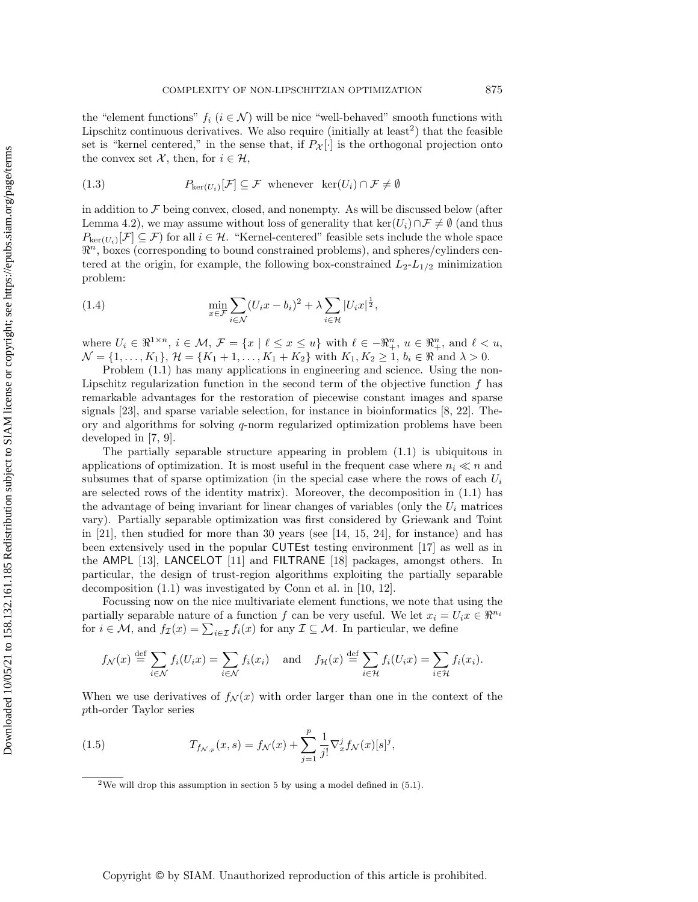the "element functions" $f_i$ ($i \in \mathcal{N}$) will be nice "well-behaved" smooth functions with Lipschitz continuous derivatives. We also require (initially at least[2]) that the feasible set is "kernel centered," in the sense that, if $P_{\mathcal{X}}[\cdot]$ is the orthogonal projection onto the convex set $\mathcal{X}$, then, for $i \in \mathcal{H}$,

$$P_{\ker(U_i)}[\mathcal{F}] \subseteq \mathcal{F} \quad \text{whenever} \quad \ker(U_i) \cap \mathcal{F} \neq \emptyset \tag{1.3}$$

in addition to $\mathcal{F}$ being convex, closed, and nonempty. As will be discussed below (after Lemma 4.2), we may assume without loss of generality that $\ker(U_i) \cap \mathcal{F} \neq \emptyset$ (and thus $P_{\ker(U_i)}[\mathcal{F}] \subseteq \mathcal{F}$) for all $i \in \mathcal{H}$. "Kernel-centered" feasible sets include the whole space $\Re^n$, boxes (corresponding to bound constrained problems), and spheres/cylinders centered at the origin, for example, the following box-constrained $L_2$-$L_{1/2}$ minimization problem:

$$\min_{x \in \mathcal{F}} \sum_{i \in \mathcal{N}} (U_i x - b_i)^2 + \lambda \sum_{i \in \mathcal{H}} |U_i x|^{\frac{1}{2}}, \tag{1.4}$$

where $U_i \in \Re^{1 \times n}$, $i \in \mathcal{M}$, $\mathcal{F} = \{x \mid \ell \leq x \leq u\}$ with $\ell \in -\Re^n_+$, $u \in \Re^n_+$, and $\ell < u$, $\mathcal{N} = \{1, \ldots, K_1\}$, $\mathcal{H} = \{K_1 + 1, \ldots, K_1 + K_2\}$ with $K_1, K_2 \geq 1$, $b_i \in \Re$ and $\lambda > 0$.

Problem (1.1) has many applications in engineering and science. Using the non-Lipschitz regularization function in the second term of the objective function $f$ has remarkable advantages for the restoration of piecewise constant images and sparse signals [23], and sparse variable selection, for instance in bioinformatics [8, 22]. Theory and algorithms for solving $q$-norm regularized optimization problems have been developed in [7, 9].

The partially separable structure appearing in problem (1.1) is ubiquitous in applications of optimization. It is most useful in the frequent case where $n_i \ll n$ and subsumes that of sparse optimization (in the special case where the rows of each $U_i$ are selected rows of the identity matrix). Moreover, the decomposition in (1.1) has the advantage of being invariant for linear changes of variables (only the $U_i$ matrices vary). Partially separable optimization was first considered by Griewank and Toint in [21], then studied for more than 30 years (see [14, 15, 24], for instance) and has been extensively used in the popular CUTEst testing environment [17] as well as in the AMPL [13], LANCELOT [11] and FILTRANE [18] packages, amongst others. In particular, the design of trust-region algorithms exploiting the partially separable decomposition (1.1) was investigated by Conn et al. in [10, 12].

Focussing now on the nice multivariate element functions, we note that using the partially separable nature of a function $f$ can be very useful. We let $x_i = U_i x \in \Re^{n_i}$ for $i \in \mathcal{M}$, and $f_{\mathcal{I}}(x) = \sum_{i \in \mathcal{I}} f_i(x)$ for any $\mathcal{I} \subseteq \mathcal{M}$. In particular, we define

$$f_{\mathcal{N}}(x) \stackrel{\text{def}}{=} \sum_{i \in \mathcal{N}} f_i(U_i x) = \sum_{i \in \mathcal{N}} f_i(x_i) \quad \text{and} \quad f_{\mathcal{H}}(x) \stackrel{\text{def}}{=} \sum_{i \in \mathcal{H}} f_i(U_i x) = \sum_{i \in \mathcal{H}} f_i(x_i).$$

When we use derivatives of $f_{\mathcal{N}}(x)$ with order larger than one in the context of the $p$th-order Taylor series

$$T_{f_{\mathcal{N}},p}(x, s) = f_{\mathcal{N}}(x) + \sum_{j=1}^{p} \frac{1}{j!} \nabla_x^j f_{\mathcal{N}}(x)[s]^j, \tag{1.5}$$

[2] We will drop this assumption in section 5 by using a model defined in (5.1).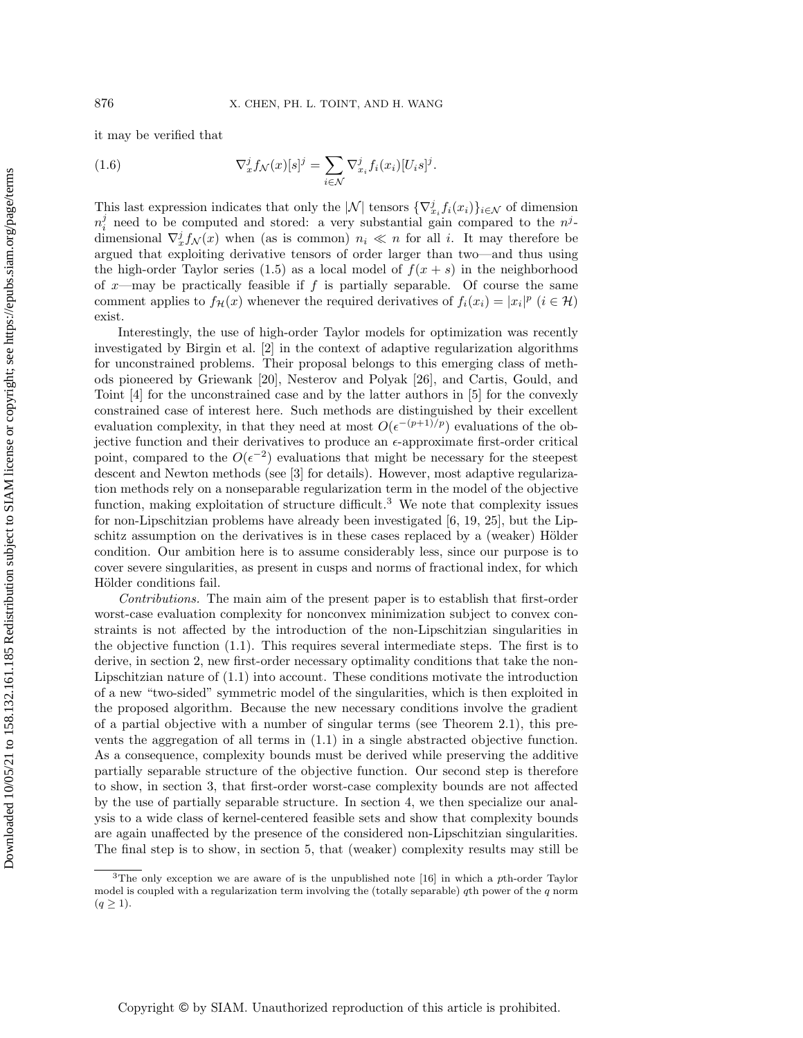it may be verified that

$$\nabla_x^j f_{\mathcal{N}}(x)[s]^j = \sum_{i \in \mathcal{N}} \nabla_{x_i}^j f_i(x_i)[U_i s]^j. \tag{1.6}$$

This last expression indicates that only the $|\mathcal{N}|$ tensors $\{\nabla_{x_i}^j f_i(x_i)\}_{i\in\mathcal{N}}$ of dimension $n_i^j$ need to be computed and stored: a very substantial gain compared to the $n^j$-dimensional $\nabla_x^j f_{\mathcal{N}}(x)$ when (as is common) $n_i \ll n$ for all $i$. It may therefore be argued that exploiting derivative tensors of order larger than two—and thus using the high-order Taylor series (1.5) as a local model of $f(x+s)$ in the neighborhood of $x$—may be practically feasible if $f$ is partially separable. Of course the same comment applies to $f_{\mathcal{H}}(x)$ whenever the required derivatives of $f_i(x_i) = |x_i|^p$ ($i \in \mathcal{H}$) exist.

Interestingly, the use of high-order Taylor models for optimization was recently investigated by Birgin et al. [2] in the context of adaptive regularization algorithms for unconstrained problems. Their proposal belongs to this emerging class of methods pioneered by Griewank [20], Nesterov and Polyak [26], and Cartis, Gould, and Toint [4] for the unconstrained case and by the latter authors in [5] for the convexly constrained case of interest here. Such methods are distinguished by their excellent evaluation complexity, in that they need at most $O(\epsilon^{-(p+1)/p})$ evaluations of the objective function and their derivatives to produce an $\epsilon$-approximate first-order critical point, compared to the $O(\epsilon^{-2})$ evaluations that might be necessary for the steepest descent and Newton methods (see [3] for details). However, most adaptive regularization methods rely on a nonseparable regularization term in the model of the objective function, making exploitation of structure difficult.[3] We note that complexity issues for non-Lipschitzian problems have already been investigated [6, 19, 25], but the Lipschitz assumption on the derivatives is in these cases replaced by a (weaker) Hölder condition. Our ambition here is to assume considerably less, since our purpose is to cover severe singularities, as present in cusps and norms of fractional index, for which Hölder conditions fail.

*Contributions.* The main aim of the present paper is to establish that first-order worst-case evaluation complexity for nonconvex minimization subject to convex constraints is not affected by the introduction of the non-Lipschitzian singularities in the objective function (1.1). This requires several intermediate steps. The first is to derive, in section 2, new first-order necessary optimality conditions that take the non-Lipschitzian nature of (1.1) into account. These conditions motivate the introduction of a new "two-sided" symmetric model of the singularities, which is then exploited in the proposed algorithm. Because the new necessary conditions involve the gradient of a partial objective with a number of singular terms (see Theorem 2.1), this prevents the aggregation of all terms in (1.1) in a single abstracted objective function. As a consequence, complexity bounds must be derived while preserving the additive partially separable structure of the objective function. Our second step is therefore to show, in section 3, that first-order worst-case complexity bounds are not affected by the use of partially separable structure. In section 4, we then specialize our analysis to a wide class of kernel-centered feasible sets and show that complexity bounds are again unaffected by the presence of the considered non-Lipschitzian singularities. The final step is to show, in section 5, that (weaker) complexity results may still be

[3] The only exception we are aware of is the unpublished note [16] in which a $p$th-order Taylor model is coupled with a regularization term involving the (totally separable) $q$th power of the $q$ norm ($q \geq 1$).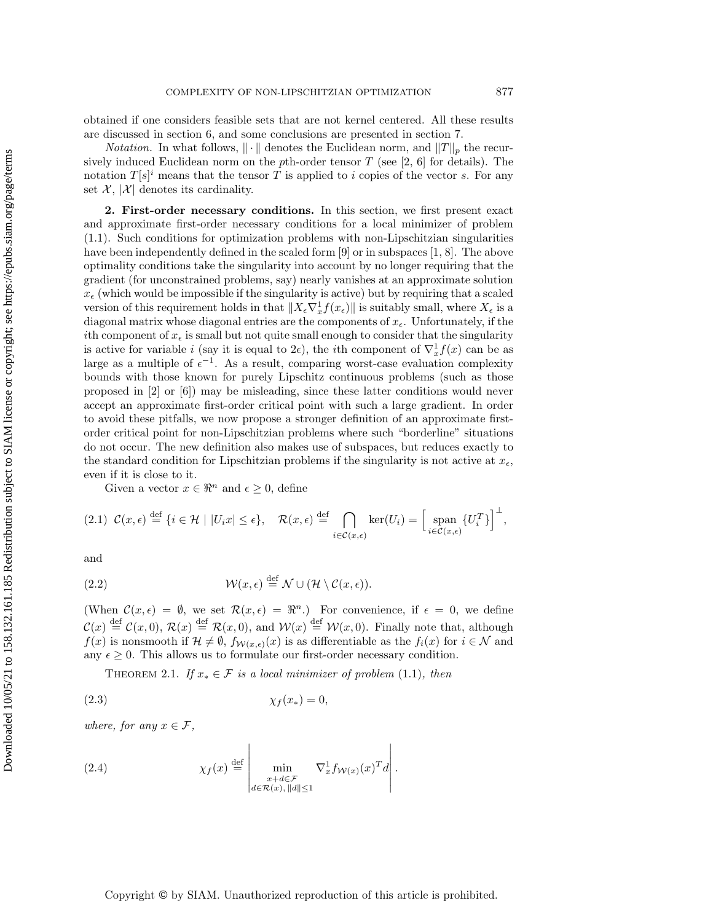obtained if one considers feasible sets that are not kernel centered. All these results are discussed in section 6, and some conclusions are presented in section 7.

*Notation.* In what follows, $\|\cdot\|$ denotes the Euclidean norm, and $\|T\|_p$ the recursively induced Euclidean norm on the $p$th-order tensor $T$ (see [2, 6] for details). The notation $T[s]^i$ means that the tensor $T$ is applied to $i$ copies of the vector $s$. For any set $\mathcal{X}$, $|\mathcal{X}|$ denotes its cardinality.

## 2. First-order necessary conditions.

In this section, we first present exact and approximate first-order necessary conditions for a local minimizer of problem (1.1). Such conditions for optimization problems with non-Lipschitzian singularities have been independently defined in the scaled form [9] or in subspaces [1, 8]. The above optimality conditions take the singularity into account by no longer requiring that the gradient (for unconstrained problems, say) nearly vanishes at an approximate solution $x_\epsilon$ (which would be impossible if the singularity is active) but by requiring that a scaled version of this requirement holds in that $\|X_\epsilon \nabla_x^1 f(x_\epsilon)\|$ is suitably small, where $X_\epsilon$ is a diagonal matrix whose diagonal entries are the components of $x_\epsilon$. Unfortunately, if the $i$th component of $x_\epsilon$ is small but not quite small enough to consider that the singularity is active for variable $i$ (say it is equal to $2\epsilon$), the $i$th component of $\nabla_x^1 f(x)$ can be as large as a multiple of $\epsilon^{-1}$. As a result, comparing worst-case evaluation complexity bounds with those known for purely Lipschitz continuous problems (such as those proposed in [2] or [6]) may be misleading, since these latter conditions would never accept an approximate first-order critical point with such a large gradient. In order to avoid these pitfalls, we now propose a stronger definition of an approximate first-order critical point for non-Lipschitzian problems where such "borderline" situations do not occur. The new definition also makes use of subspaces, but reduces exactly to the standard condition for Lipschitzian problems if the singularity is not active at $x_\epsilon$, even if it is close to it.

Given a vector $x \in \Re^n$ and $\epsilon \geq 0$, define

$$\mathcal{C}(x,\epsilon) \stackrel{\text{def}}{=} \{i \in \mathcal{H} \mid |U_i x| \leq \epsilon\}, \quad \mathcal{R}(x,\epsilon) \stackrel{\text{def}}{=} \bigcap_{i \in \mathcal{C}(x,\epsilon)} \ker(U_i) = \Big[\operatorname*{span}_{i \in \mathcal{C}(x,\epsilon)} \{U_i^T\}\Big]^{\perp}, \tag{2.1}$$

and

$$\mathcal{W}(x,\epsilon) \stackrel{\text{def}}{=} \mathcal{N} \cup (\mathcal{H} \setminus \mathcal{C}(x,\epsilon)). \tag{2.2}$$

(When $\mathcal{C}(x,\epsilon) = \emptyset$, we set $\mathcal{R}(x,\epsilon) = \Re^n$.) For convenience, if $\epsilon = 0$, we define $\mathcal{C}(x) \stackrel{\text{def}}{=} \mathcal{C}(x,0)$, $\mathcal{R}(x) \stackrel{\text{def}}{=} \mathcal{R}(x,0)$, and $\mathcal{W}(x) \stackrel{\text{def}}{=} \mathcal{W}(x,0)$. Finally note that, although $f(x)$ is nonsmooth if $\mathcal{H} \neq \emptyset$, $f_{\mathcal{W}(x,\epsilon)}(x)$ is as differentiable as the $f_i(x)$ for $i \in \mathcal{N}$ and any $\epsilon \geq 0$. This allows us to formulate our first-order necessary condition.

THEOREM 2.1. *If $x_* \in \mathcal{F}$ is a local minimizer of problem* (1.1), *then*

$$\chi_f(x_*) = 0, \tag{2.3}$$

*where, for any $x \in \mathcal{F}$,*

$$\chi_f(x) \stackrel{\text{def}}{=} \left| \min_{\substack{x+d \in \mathcal{F} \\ d \in \mathcal{R}(x),\, \|d\| \leq 1}} \nabla_x^1 f_{\mathcal{W}(x)}(x)^T d \right|. \tag{2.4}$$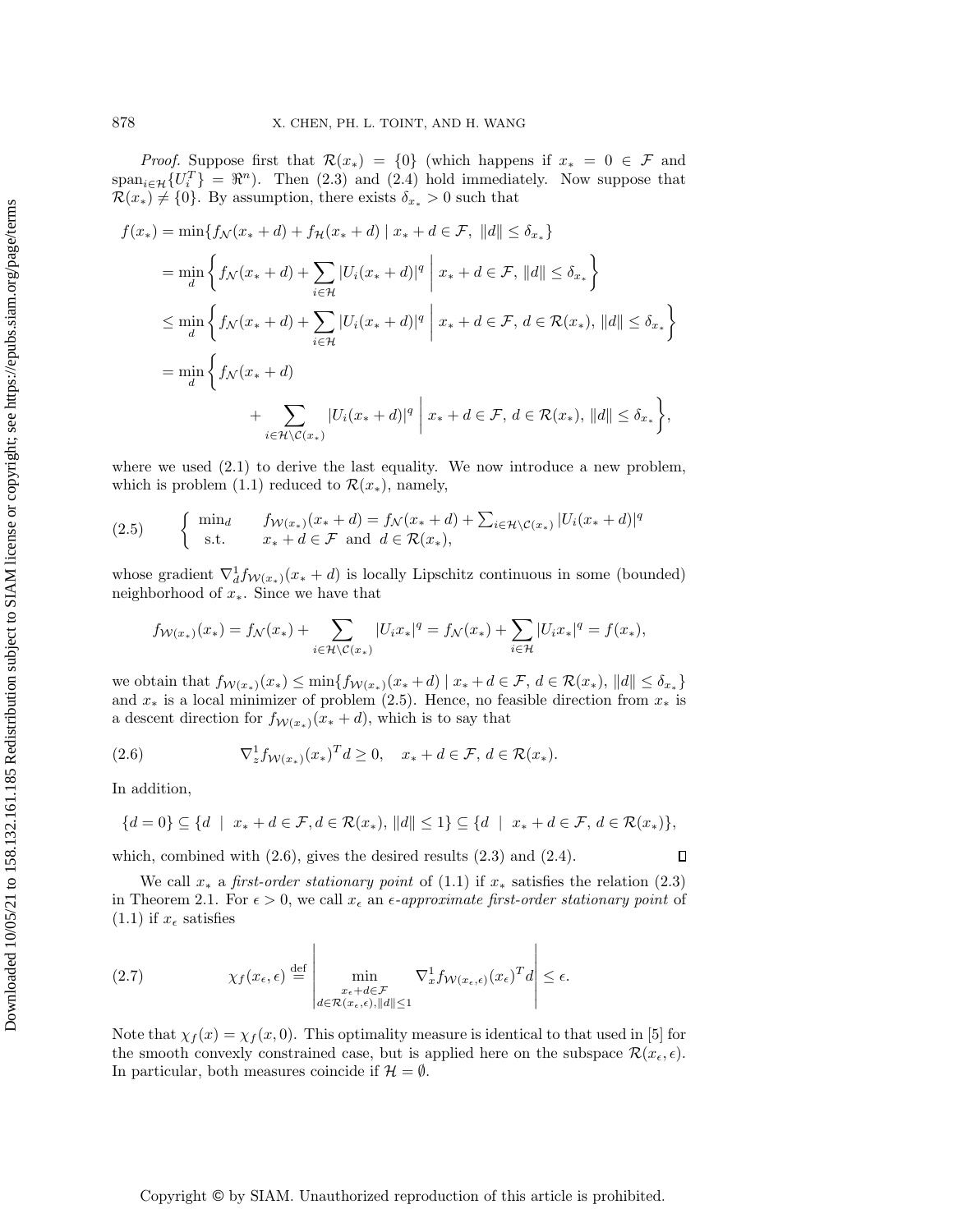*Proof.* Suppose first that $\mathcal{R}(x_*) = \{0\}$ (which happens if $x_* = 0 \in \mathcal{F}$ and $\text{span}_{i\in\mathcal{H}}\{U_i^T\} = \Re^n$). Then (2.3) and (2.4) hold immediately. Now suppose that $\mathcal{R}(x_*) \neq \{0\}$. By assumption, there exists $\delta_{x_*} > 0$ such that

$$
\begin{aligned}
f(x_*) &= \min\{f_{\mathcal{N}}(x_* + d) + f_{\mathcal{H}}(x_* + d) \mid x_* + d \in \mathcal{F},\ \|d\| \leq \delta_{x_*}\} \\
&= \min_d \left\{ f_{\mathcal{N}}(x_* + d) + \sum_{i\in\mathcal{H}} |U_i(x_* + d)|^q \;\middle|\; x_* + d \in \mathcal{F},\ \|d\| \leq \delta_{x_*} \right\} \\
&\leq \min_d \left\{ f_{\mathcal{N}}(x_* + d) + \sum_{i\in\mathcal{H}} |U_i(x_* + d)|^q \;\middle|\; x_* + d \in \mathcal{F},\ d \in \mathcal{R}(x_*),\ \|d\| \leq \delta_{x_*} \right\} \\
&= \min_d \Bigg\{ f_{\mathcal{N}}(x_* + d) \\
&\qquad\quad + \sum_{i\in\mathcal{H}\setminus\mathcal{C}(x_*)} |U_i(x_* + d)|^q \;\Bigg|\; x_* + d \in \mathcal{F},\ d \in \mathcal{R}(x_*),\ \|d\| \leq \delta_{x_*} \Bigg\},
\end{aligned}
$$

where we used (2.1) to derive the last equality. We now introduce a new problem, which is problem (1.1) reduced to $\mathcal{R}(x_*)$, namely,

$$
(2.5) \qquad \begin{cases} \min_d & f_{\mathcal{W}(x_*)}(x_* + d) = f_{\mathcal{N}}(x_* + d) + \sum_{i\in\mathcal{H}\setminus\mathcal{C}(x_*)} |U_i(x_* + d)|^q \\ \text{s.t.} & x_* + d \in \mathcal{F} \ \text{ and } \ d \in \mathcal{R}(x_*), \end{cases}
$$

whose gradient $\nabla_d^1 f_{\mathcal{W}(x_*)}(x_* + d)$ is locally Lipschitz continuous in some (bounded) neighborhood of $x_*$. Since we have that

$$
f_{\mathcal{W}(x_*)}(x_*) = f_{\mathcal{N}}(x_*) + \sum_{i\in\mathcal{H}\setminus\mathcal{C}(x_*)} |U_i x_*|^q = f_{\mathcal{N}}(x_*) + \sum_{i\in\mathcal{H}} |U_i x_*|^q = f(x_*),
$$

we obtain that $f_{\mathcal{W}(x_*)}(x_*) \leq \min\{f_{\mathcal{W}(x_*)}(x_* + d) \mid x_* + d \in \mathcal{F},\ d \in \mathcal{R}(x_*),\ \|d\| \leq \delta_{x_*}\}$ and $x_*$ is a local minimizer of problem (2.5). Hence, no feasible direction from $x_*$ is a descent direction for $f_{\mathcal{W}(x_*)}(x_* + d)$, which is to say that

$$
(2.6) \qquad \nabla_z^1 f_{\mathcal{W}(x_*)}(x_*)^T d \geq 0, \quad x_* + d \in \mathcal{F},\ d \in \mathcal{R}(x_*).
$$

In addition,

$$
\{d = 0\} \subseteq \{d \mid x_* + d \in \mathcal{F}, d \in \mathcal{R}(x_*),\ \|d\| \leq 1\} \subseteq \{d \mid x_* + d \in \mathcal{F},\ d \in \mathcal{R}(x_*)\},
$$

which, combined with (2.6), gives the desired results (2.3) and (2.4). $\square$

We call $x_*$ a *first-order stationary point* of (1.1) if $x_*$ satisfies the relation (2.3) in Theorem 2.1. For $\epsilon > 0$, we call $x_\epsilon$ an *$\epsilon$-approximate first-order stationary point* of (1.1) if $x_\epsilon$ satisfies

$$
(2.7) \qquad \chi_f(x_\epsilon, \epsilon) \stackrel{\text{def}}{=} \left| \min_{\substack{x_\epsilon + d \in \mathcal{F} \\ d \in \mathcal{R}(x_\epsilon, \epsilon), \|d\| \leq 1}} \nabla_x^1 f_{\mathcal{W}(x_\epsilon, \epsilon)}(x_\epsilon)^T d \right| \leq \epsilon.
$$

Note that $\chi_f(x) = \chi_f(x, 0)$. This optimality measure is identical to that used in [5] for the smooth convexly constrained case, but is applied here on the subspace $\mathcal{R}(x_\epsilon, \epsilon)$. In particular, both measures coincide if $\mathcal{H} = \emptyset$.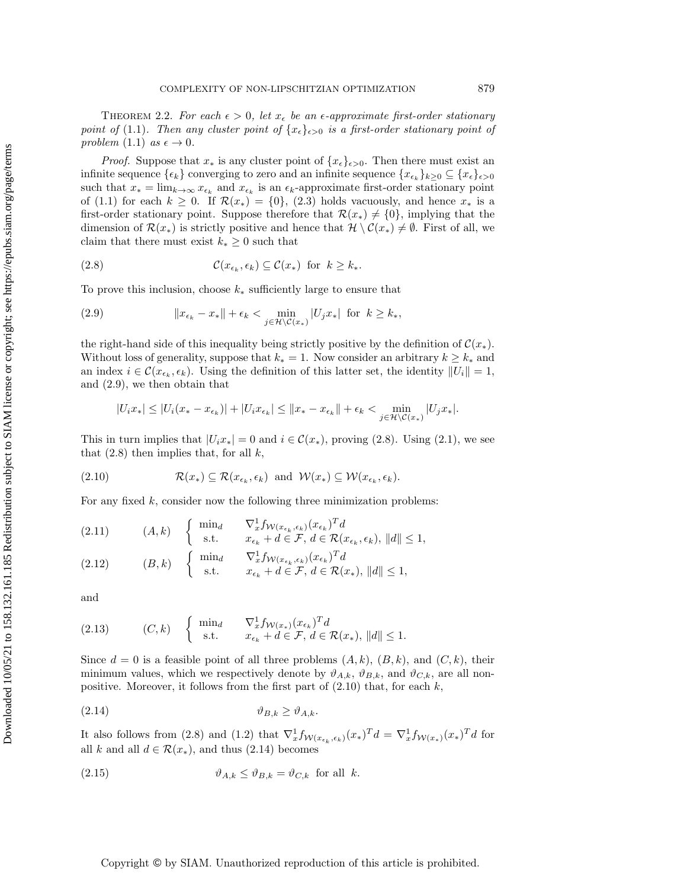Theorem 2.2. *For each $\epsilon > 0$, let $x_\epsilon$ be an $\epsilon$-approximate first-order stationary point of* (1.1). *Then any cluster point of $\{x_\epsilon\}_{\epsilon>0}$ is a first-order stationary point of problem* (1.1) *as $\epsilon \to 0$.*

*Proof.* Suppose that $x_*$ is any cluster point of $\{x_\epsilon\}_{\epsilon>0}$. Then there must exist an infinite sequence $\{\epsilon_k\}$ converging to zero and an infinite sequence $\{x_{\epsilon_k}\}_{k\geq 0} \subseteq \{x_\epsilon\}_{\epsilon>0}$ such that $x_* = \lim_{k\to\infty} x_{\epsilon_k}$ and $x_{\epsilon_k}$ is an $\epsilon_k$-approximate first-order stationary point of (1.1) for each $k \geq 0$. If $\mathcal{R}(x_*) = \{0\}$, (2.3) holds vacuously, and hence $x_*$ is a first-order stationary point. Suppose therefore that $\mathcal{R}(x_*) \neq \{0\}$, implying that the dimension of $\mathcal{R}(x_*)$ is strictly positive and hence that $\mathcal{H} \setminus \mathcal{C}(x_*) \neq \emptyset$. First of all, we claim that there must exist $k_* \geq 0$ such that

$$\mathcal{C}(x_{\epsilon_k}, \epsilon_k) \subseteq \mathcal{C}(x_*) \text{ for } k \geq k_*. \tag{2.8}$$

To prove this inclusion, choose $k_*$ sufficiently large to ensure that

$$\|x_{\epsilon_k} - x_*\| + \epsilon_k < \min_{j\in\mathcal{H}\setminus\mathcal{C}(x_*)} |U_j x_*| \text{ for } k \geq k_*, \tag{2.9}$$

the right-hand side of this inequality being strictly positive by the definition of $\mathcal{C}(x_*)$. Without loss of generality, suppose that $k_* = 1$. Now consider an arbitrary $k \geq k_*$ and an index $i \in \mathcal{C}(x_{\epsilon_k}, \epsilon_k)$. Using the definition of this latter set, the identity $\|U_i\| = 1$, and (2.9), we then obtain that

$$|U_i x_*| \leq |U_i(x_* - x_{\epsilon_k})| + |U_i x_{\epsilon_k}| \leq \|x_* - x_{\epsilon_k}\| + \epsilon_k < \min_{j\in\mathcal{H}\setminus\mathcal{C}(x_*)} |U_j x_*|.$$

This in turn implies that $|U_i x_*| = 0$ and $i \in \mathcal{C}(x_*)$, proving (2.8). Using (2.1), we see that (2.8) then implies that, for all $k$,

$$\mathcal{R}(x_*) \subseteq \mathcal{R}(x_{\epsilon_k}, \epsilon_k) \text{ and } \mathcal{W}(x_*) \subseteq \mathcal{W}(x_{\epsilon_k}, \epsilon_k). \tag{2.10}$$

For any fixed $k$, consider now the following three minimization problems:

$$(A, k) \quad \begin{cases} \min_d & \nabla_x^1 f_{\mathcal{W}(x_{\epsilon_k}, \epsilon_k)}(x_{\epsilon_k})^T d \\ \text{s.t.} & x_{\epsilon_k} + d \in \mathcal{F},\ d \in \mathcal{R}(x_{\epsilon_k}, \epsilon_k),\ \|d\| \leq 1, \end{cases} \tag{2.11}$$

$$(B, k) \quad \begin{cases} \min_d & \nabla_x^1 f_{\mathcal{W}(x_{\epsilon_k}, \epsilon_k)}(x_{\epsilon_k})^T d \\ \text{s.t.} & x_{\epsilon_k} + d \in \mathcal{F},\ d \in \mathcal{R}(x_*),\ \|d\| \leq 1, \end{cases} \tag{2.12}$$

and

$$(C, k) \quad \begin{cases} \min_d & \nabla_x^1 f_{\mathcal{W}(x_*)}(x_{\epsilon_k})^T d \\ \text{s.t.} & x_{\epsilon_k} + d \in \mathcal{F},\ d \in \mathcal{R}(x_*),\ \|d\| \leq 1. \end{cases} \tag{2.13}$$

Since $d = 0$ is a feasible point of all three problems $(A, k)$, $(B, k)$, and $(C, k)$, their minimum values, which we respectively denote by $\vartheta_{A,k}$, $\vartheta_{B,k}$, and $\vartheta_{C,k}$, are all nonpositive. Moreover, it follows from the first part of (2.10) that, for each $k$,

$$\vartheta_{B,k} \geq \vartheta_{A,k}. \tag{2.14}$$

It also follows from (2.8) and (1.2) that $\nabla_x^1 f_{\mathcal{W}(x_{\epsilon_k}, \epsilon_k)}(x_*)^T d = \nabla_x^1 f_{\mathcal{W}(x_*)}(x_*)^T d$ for all $k$ and all $d \in \mathcal{R}(x_*)$, and thus (2.14) becomes

$$\vartheta_{A,k} \leq \vartheta_{B,k} = \vartheta_{C,k} \text{ for all } k. \tag{2.15}$$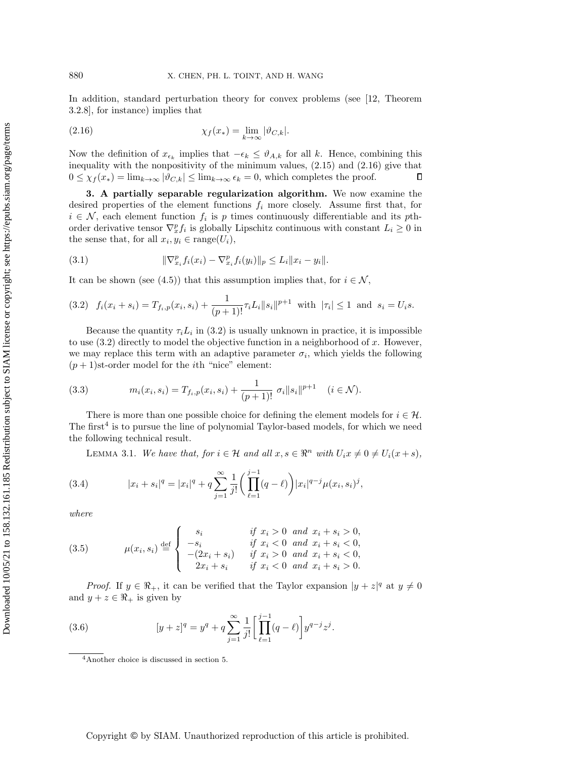In addition, standard perturbation theory for convex problems (see [12, Theorem 3.2.8], for instance) implies that

$$\chi_f(x_*) = \lim_{k\to\infty} |\vartheta_{C,k}|. \tag{2.16}$$

Now the definition of $x_{\epsilon_k}$ implies that $-\epsilon_k \le \vartheta_{A,k}$ for all $k$. Hence, combining this inequality with the nonpositivity of the minimum values, (2.15) and (2.16) give that $0 \le \chi_f(x_*) = \lim_{k\to\infty} |\vartheta_{C,k}| \le \lim_{k\to\infty} \epsilon_k = 0$, which completes the proof. ∎

## 3. A partially separable regularization algorithm.

We now examine the desired properties of the element functions $f_i$ more closely. Assume first that, for $i \in \mathcal{N}$, each element function $f_i$ is $p$ times continuously differentiable and its $p$th-order derivative tensor $\nabla_x^p f_i$ is globally Lipschitz continuous with constant $L_i \ge 0$ in the sense that, for all $x_i, y_i \in \text{range}(U_i)$,

$$\|\nabla_{x_i}^p f_i(x_i) - \nabla_{x_i}^p f_i(y_i)\|_p \le L_i \|x_i - y_i\|. \tag{3.1}$$

It can be shown (see (4.5)) that this assumption implies that, for $i \in \mathcal{N}$,

$$f_i(x_i + s_i) = T_{f_i,p}(x_i, s_i) + \frac{1}{(p+1)!}\tau_i L_i \|s_i\|^{p+1} \;\text{ with }\; |\tau_i| \le 1 \;\text{ and }\; s_i = U_i s. \tag{3.2}$$

Because the quantity $\tau_i L_i$ in (3.2) is usually unknown in practice, it is impossible to use (3.2) directly to model the objective function in a neighborhood of $x$. However, we may replace this term with an adaptive parameter $\sigma_i$, which yields the following $(p+1)$st-order model for the $i$th "nice" element:

$$m_i(x_i, s_i) = T_{f_i,p}(x_i, s_i) + \frac{1}{(p+1)!}\,\sigma_i \|s_i\|^{p+1} \quad (i \in \mathcal{N}). \tag{3.3}$$

There is more than one possible choice for defining the element models for $i \in \mathcal{H}$. The first[4] is to pursue the line of polynomial Taylor-based models, for which we need the following technical result.

LEMMA 3.1. *We have that, for $i \in \mathcal{H}$ and all $x, s \in \Re^n$ with $U_i x \ne 0 \ne U_i(x+s)$,*

$$|x_i + s_i|^q = |x_i|^q + q\sum_{j=1}^{\infty} \frac{1}{j!}\left(\prod_{\ell=1}^{j-1}(q-\ell)\right)|x_i|^{q-j}\mu(x_i, s_i)^j, \tag{3.4}$$

*where*

$$\mu(x_i, s_i) \stackrel{\text{def}}{=} \begin{cases} s_i & \text{if } x_i > 0 \text{ and } x_i + s_i > 0, \\ -s_i & \text{if } x_i < 0 \text{ and } x_i + s_i < 0, \\ -(2x_i + s_i) & \text{if } x_i > 0 \text{ and } x_i + s_i < 0, \\ 2x_i + s_i & \text{if } x_i < 0 \text{ and } x_i + s_i > 0. \end{cases} \tag{3.5}$$

*Proof.* If $y \in \Re_+$, it can be verified that the Taylor expansion $|y+z|^q$ at $y \ne 0$ and $y + z \in \Re_+$ is given by

$$[y+z]^q = y^q + q\sum_{j=1}^{\infty}\frac{1}{j!}\left[\prod_{\ell=1}^{j-1}(q-\ell)\right]y^{q-j}z^j. \tag{3.6}$$

---

[4] Another choice is discussed in section 5.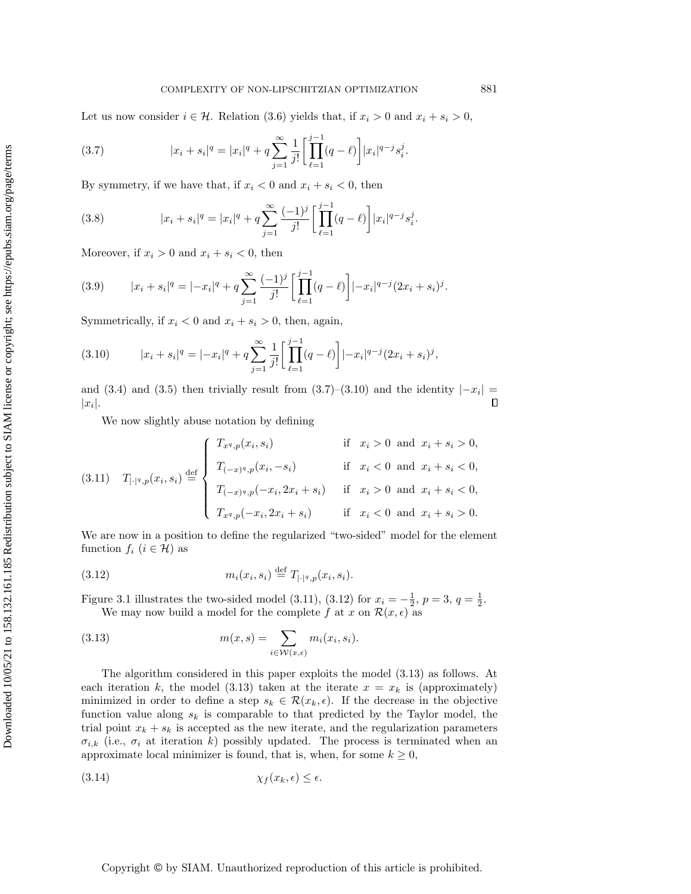Let us now consider $i \in \mathcal{H}$. Relation (3.6) yields that, if $x_i > 0$ and $x_i + s_i > 0$,

$$|x_i + s_i|^q = |x_i|^q + q\sum_{j=1}^{\infty} \frac{1}{j!}\left[\prod_{\ell=1}^{j-1}(q-\ell)\right]|x_i|^{q-j}s_i^j. \tag{3.7}$$

By symmetry, if we have that, if $x_i < 0$ and $x_i + s_i < 0$, then

$$|x_i + s_i|^q = |x_i|^q + q\sum_{j=1}^{\infty} \frac{(-1)^j}{j!}\left[\prod_{\ell=1}^{j-1}(q-\ell)\right]|x_i|^{q-j}s_i^j. \tag{3.8}$$

Moreover, if $x_i > 0$ and $x_i + s_i < 0$, then

$$|x_i + s_i|^q = |-x_i|^q + q\sum_{j=1}^{\infty} \frac{(-1)^j}{j!}\left[\prod_{\ell=1}^{j-1}(q-\ell)\right]|-x_i|^{q-j}(2x_i + s_i)^j. \tag{3.9}$$

Symmetrically, if $x_i < 0$ and $x_i + s_i > 0$, then, again,

$$|x_i + s_i|^q = |-x_i|^q + q\sum_{j=1}^{\infty} \frac{1}{j!}\left[\prod_{\ell=1}^{j-1}(q-\ell)\right]|-x_i|^{q-j}(2x_i + s_i)^j, \tag{3.10}$$

and (3.4) and (3.5) then trivially result from (3.7)–(3.10) and the identity $|-x_i| = |x_i|$. $\square$

We now slightly abuse notation by defining

$$T_{|\cdot|^q,p}(x_i, s_i) \stackrel{\text{def}}{=} \begin{cases} T_{x^q,p}(x_i, s_i) & \text{if } \; x_i > 0 \; \text{ and } \; x_i + s_i > 0, \\ T_{(-x)^q,p}(x_i, -s_i) & \text{if } \; x_i < 0 \; \text{ and } \; x_i + s_i < 0, \\ T_{(-x)^q,p}(-x_i, 2x_i + s_i) & \text{if } \; x_i > 0 \; \text{ and } \; x_i + s_i < 0, \\ T_{x^q,p}(-x_i, 2x_i + s_i) & \text{if } \; x_i < 0 \; \text{ and } \; x_i + s_i > 0. \end{cases} \tag{3.11}$$

We are now in a position to define the regularized "two-sided" model for the element function $f_i$ ($i \in \mathcal{H}$) as

$$m_i(x_i, s_i) \stackrel{\text{def}}{=} T_{|\cdot|^q,p}(x_i, s_i). \tag{3.12}$$

Figure 3.1 illustrates the two-sided model (3.11), (3.12) for $x_i = -\frac{1}{2}$, $p = 3$, $q = \frac{1}{2}$.

We may now build a model for the complete $f$ at $x$ on $\mathcal{R}(x, \epsilon)$ as

$$m(x, s) = \sum_{i \in \mathcal{W}(x,\epsilon)} m_i(x_i, s_i). \tag{3.13}$$

The algorithm considered in this paper exploits the model (3.13) as follows. At each iteration $k$, the model (3.13) taken at the iterate $x = x_k$ is (approximately) minimized in order to define a step $s_k \in \mathcal{R}(x_k, \epsilon)$. If the decrease in the objective function value along $s_k$ is comparable to that predicted by the Taylor model, the trial point $x_k + s_k$ is accepted as the new iterate, and the regularization parameters $\sigma_{i,k}$ (i.e., $\sigma_i$ at iteration $k$) possibly updated. The process is terminated when an approximate local minimizer is found, that is, when, for some $k \geq 0$,

$$\chi_f(x_k, \epsilon) \leq \epsilon. \tag{3.14}$$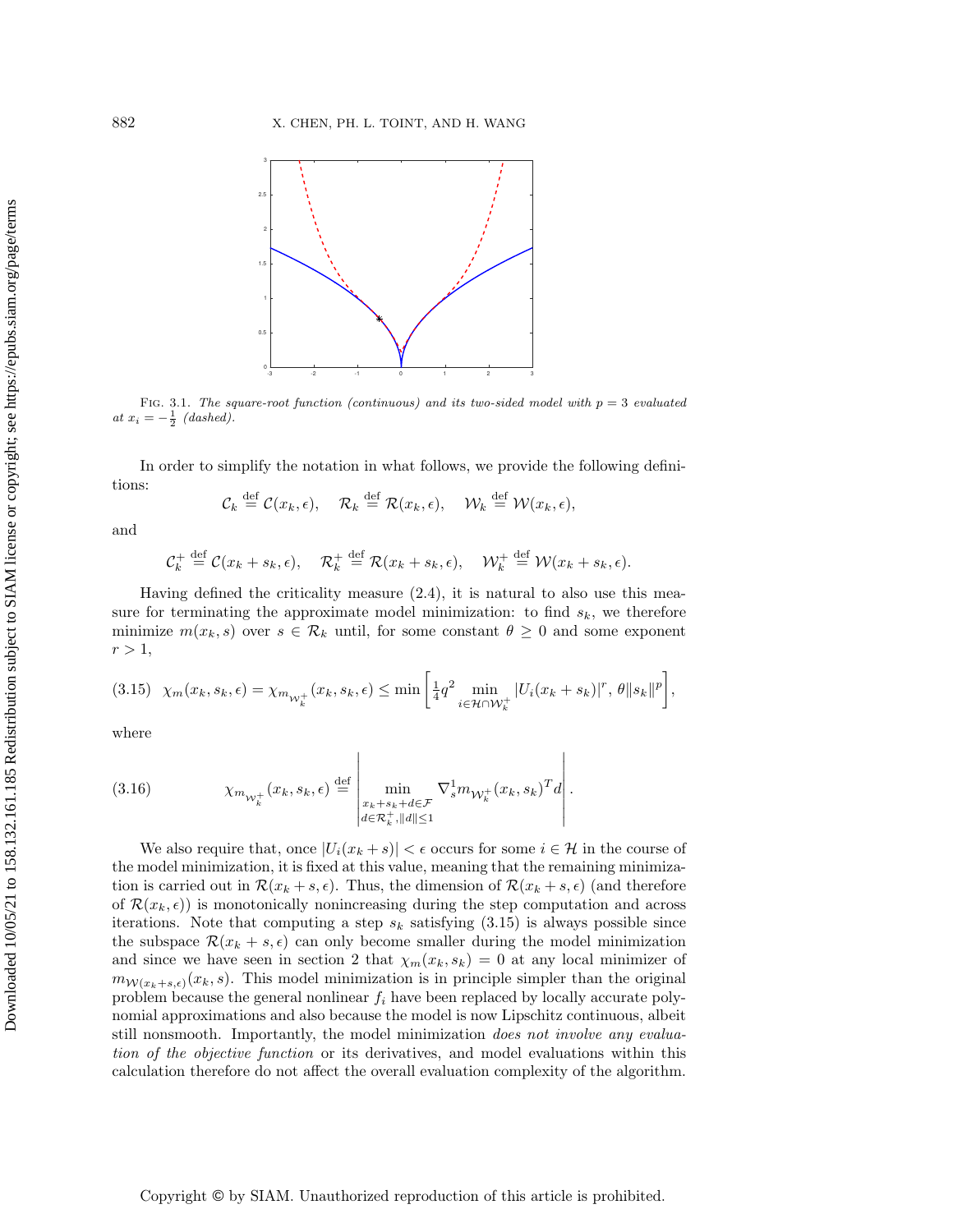Fig. 3.1. *The square-root function (continuous) and its two-sided model with $p = 3$ evaluated at $x_i = -\frac{1}{2}$ (dashed).*

In order to simplify the notation in what follows, we provide the following definitions:

$$\mathcal{C}_k \stackrel{\text{def}}{=} \mathcal{C}(x_k, \epsilon), \quad \mathcal{R}_k \stackrel{\text{def}}{=} \mathcal{R}(x_k, \epsilon), \quad \mathcal{W}_k \stackrel{\text{def}}{=} \mathcal{W}(x_k, \epsilon),$$

and

$$\mathcal{C}_k^+ \stackrel{\text{def}}{=} \mathcal{C}(x_k + s_k, \epsilon), \quad \mathcal{R}_k^+ \stackrel{\text{def}}{=} \mathcal{R}(x_k + s_k, \epsilon), \quad \mathcal{W}_k^+ \stackrel{\text{def}}{=} \mathcal{W}(x_k + s_k, \epsilon).$$

Having defined the criticality measure (2.4), it is natural to also use this measure for terminating the approximate model minimization: to find $s_k$, we therefore minimize $m(x_k, s)$ over $s \in \mathcal{R}_k$ until, for some constant $\theta \geq 0$ and some exponent $r > 1$,

$$\chi_m(x_k, s_k, \epsilon) = \chi_{m_{\mathcal{W}_k^+}}(x_k, s_k, \epsilon) \leq \min\left[\tfrac{1}{4}q^2 \min_{i \in \mathcal{H} \cap \mathcal{W}_k^+} |U_i(x_k + s_k)|^r, \, \theta \|s_k\|^p\right], \tag{3.15}$$

where

$$\chi_{m_{\mathcal{W}_k^+}}(x_k, s_k, \epsilon) \stackrel{\text{def}}{=} \left| \min_{\substack{x_k + s_k + d \in \mathcal{F} \\ d \in \mathcal{R}_k^+, \|d\| \leq 1}} \nabla_s^1 m_{\mathcal{W}_k^+}(x_k, s_k)^T d \right|. \tag{3.16}$$

We also require that, once $|U_i(x_k + s)| < \epsilon$ occurs for some $i \in \mathcal{H}$ in the course of the model minimization, it is fixed at this value, meaning that the remaining minimization is carried out in $\mathcal{R}(x_k + s, \epsilon)$. Thus, the dimension of $\mathcal{R}(x_k + s, \epsilon)$ (and therefore of $\mathcal{R}(x_k, \epsilon)$) is monotonically nonincreasing during the step computation and across iterations. Note that computing a step $s_k$ satisfying (3.15) is always possible since the subspace $\mathcal{R}(x_k + s, \epsilon)$ can only become smaller during the model minimization and since we have seen in section 2 that $\chi_m(x_k, s_k) = 0$ at any local minimizer of $m_{\mathcal{W}(x_k+s,\epsilon)}(x_k, s)$. This model minimization is in principle simpler than the original problem because the general nonlinear $f_i$ have been replaced by locally accurate polynomial approximations and also because the model is now Lipschitz continuous, albeit still nonsmooth. Importantly, the model minimization *does not involve any evaluation of the objective function* or its derivatives, and model evaluations within this calculation therefore do not affect the overall evaluation complexity of the algorithm.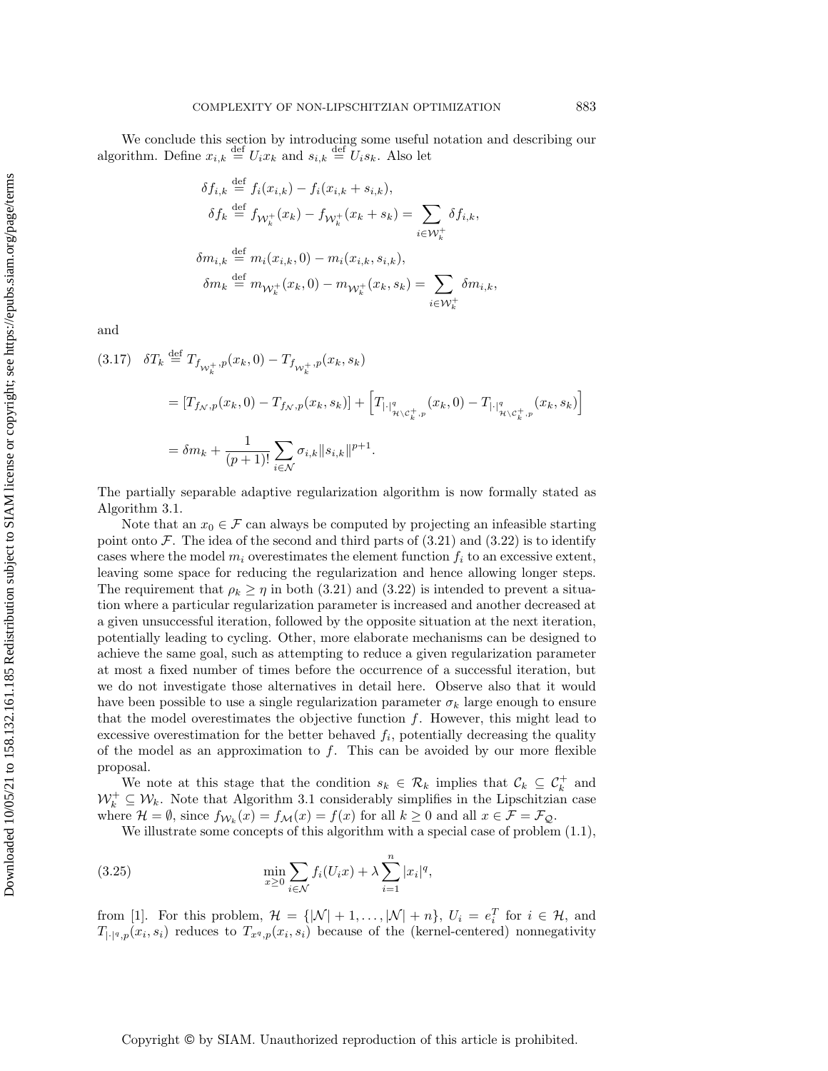We conclude this section by introducing some useful notation and describing our algorithm. Define $x_{i,k} \stackrel{\text{def}}{=} U_i x_k$ and $s_{i,k} \stackrel{\text{def}}{=} U_i s_k$. Also let

$$
\begin{aligned}
\delta f_{i,k} &\stackrel{\text{def}}{=} f_i(x_{i,k}) - f_i(x_{i,k} + s_{i,k}),\\
\delta f_k &\stackrel{\text{def}}{=} f_{\mathcal{W}_k^+}(x_k) - f_{\mathcal{W}_k^+}(x_k + s_k) = \sum_{i \in \mathcal{W}_k^+} \delta f_{i,k},\\
\delta m_{i,k} &\stackrel{\text{def}}{=} m_i(x_{i,k}, 0) - m_i(x_{i,k}, s_{i,k}),\\
\delta m_k &\stackrel{\text{def}}{=} m_{\mathcal{W}_k^+}(x_k, 0) - m_{\mathcal{W}_k^+}(x_k, s_k) = \sum_{i \in \mathcal{W}_k^+} \delta m_{i,k},
\end{aligned}
$$

and

$$
\begin{aligned}
(3.17) \quad \delta T_k &\stackrel{\text{def}}{=} T_{f_{\mathcal{W}_k^+},p}(x_k, 0) - T_{f_{\mathcal{W}_k^+},p}(x_k, s_k)\\
&= [T_{f_{\mathcal{N}},p}(x_k, 0) - T_{f_{\mathcal{N}},p}(x_k, s_k)] + \left[T_{|\cdot|^q_{\mathcal{H}\setminus\mathcal{C}_k^+},p}(x_k, 0) - T_{|\cdot|^q_{\mathcal{H}\setminus\mathcal{C}_k^+},p}(x_k, s_k)\right]\\
&= \delta m_k + \frac{1}{(p+1)!} \sum_{i \in \mathcal{N}} \sigma_{i,k} \|s_{i,k}\|^{p+1}.
\end{aligned}
$$

The partially separable adaptive regularization algorithm is now formally stated as Algorithm 3.1.

Note that an $x_0 \in \mathcal{F}$ can always be computed by projecting an infeasible starting point onto $\mathcal{F}$. The idea of the second and third parts of (3.21) and (3.22) is to identify cases where the model $m_i$ overestimates the element function $f_i$ to an excessive extent, leaving some space for reducing the regularization and hence allowing longer steps. The requirement that $\rho_k \geq \eta$ in both (3.21) and (3.22) is intended to prevent a situation where a particular regularization parameter is increased and another decreased at a given unsuccessful iteration, followed by the opposite situation at the next iteration, potentially leading to cycling. Other, more elaborate mechanisms can be designed to achieve the same goal, such as attempting to reduce a given regularization parameter at most a fixed number of times before the occurrence of a successful iteration, but we do not investigate those alternatives in detail here. Observe also that it would have been possible to use a single regularization parameter $\sigma_k$ large enough to ensure that the model overestimates the objective function $f$. However, this might lead to excessive overestimation for the better behaved $f_i$, potentially decreasing the quality of the model as an approximation to $f$. This can be avoided by our more flexible proposal.

We note at this stage that the condition $s_k \in \mathcal{R}_k$ implies that $\mathcal{C}_k \subseteq \mathcal{C}_k^+$ and $\mathcal{W}_k^+ \subseteq \mathcal{W}_k$. Note that Algorithm 3.1 considerably simplifies in the Lipschitzian case where $\mathcal{H} = \emptyset$, since $f_{\mathcal{W}_k}(x) = f_{\mathcal{M}}(x) = f(x)$ for all $k \geq 0$ and all $x \in \mathcal{F} = \mathcal{F}_{\mathcal{Q}}$.

We illustrate some concepts of this algorithm with a special case of problem (1.1),

$$
(3.25) \qquad \min_{x \geq 0} \sum_{i \in \mathcal{N}} f_i(U_i x) + \lambda \sum_{i=1}^{n} |x_i|^q,
$$

from [1]. For this problem, $\mathcal{H} = \{|\mathcal{N}|+1, \ldots, |\mathcal{N}|+n\}$, $U_i = e_i^T$ for $i \in \mathcal{H}$, and $T_{|\cdot|^q,p}(x_i, s_i)$ reduces to $T_{x^q,p}(x_i, s_i)$ because of the (kernel-centered) nonnegativity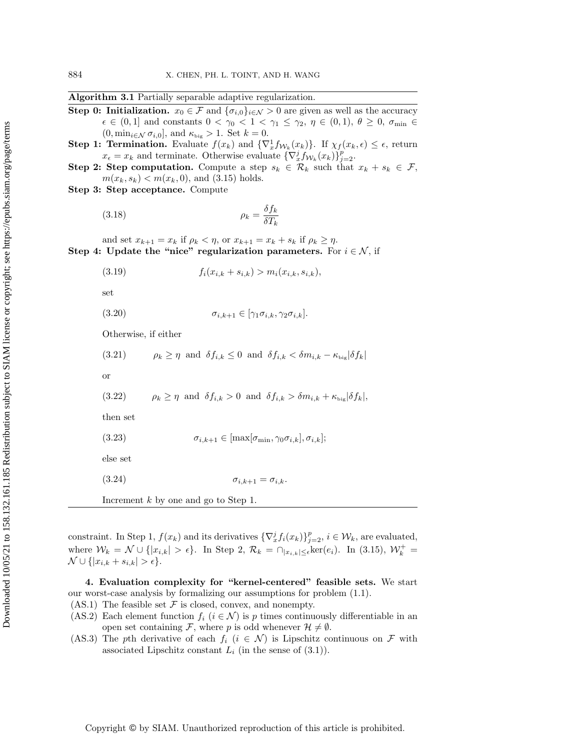**Algorithm 3.1** Partially separable adaptive regularization.

**Step 0: Initialization.** $x_0 \in \mathcal{F}$ and $\{\sigma_{i,0}\}_{i\in\mathcal{N}} > 0$ are given as well as the accuracy $\epsilon \in (0,1]$ and constants $0 < \gamma_0 < 1 < \gamma_1 \le \gamma_2$, $\eta \in (0,1)$, $\theta \ge 0$, $\sigma_{\min} \in (0, \min_{i\in\mathcal{N}} \sigma_{i,0}]$, and $\kappa_{\text{big}} > 1$. Set $k = 0$.

**Step 1: Termination.** Evaluate $f(x_k)$ and $\{\nabla_x^1 f_{\mathcal{W}_k}(x_k)\}$. If $\chi_f(x_k, \epsilon) \le \epsilon$, return $x_\epsilon = x_k$ and terminate. Otherwise evaluate $\{\nabla_x^j f_{\mathcal{W}_k}(x_k)\}_{j=2}^p$.

**Step 2: Step computation.** Compute a step $s_k \in \mathcal{R}_k$ such that $x_k + s_k \in \mathcal{F}$, $m(x_k, s_k) < m(x_k, 0)$, and (3.15) holds.

**Step 3: Step acceptance.** Compute

$$\rho_k = \frac{\delta f_k}{\delta T_k} \tag{3.18}$$

and set $x_{k+1} = x_k$ if $\rho_k < \eta$, or $x_{k+1} = x_k + s_k$ if $\rho_k \ge \eta$.

**Step 4: Update the "nice" regularization parameters.** For $i \in \mathcal{N}$, if

$$f_i(x_{i,k} + s_{i,k}) > m_i(x_{i,k}, s_{i,k}), \tag{3.19}$$

set

$$\sigma_{i,k+1} \in [\gamma_1 \sigma_{i,k}, \gamma_2 \sigma_{i,k}]. \tag{3.20}$$

Otherwise, if either

$$\rho_k \ge \eta \ \text{ and } \ \delta f_{i,k} \le 0 \ \text{ and } \ \delta f_{i,k} < \delta m_{i,k} - \kappa_{\text{big}} |\delta f_k| \tag{3.21}$$

or

$$\rho_k \ge \eta \ \text{ and } \ \delta f_{i,k} > 0 \ \text{ and } \ \delta f_{i,k} > \delta m_{i,k} + \kappa_{\text{big}} |\delta f_k|, \tag{3.22}$$

then set

$$\sigma_{i,k+1} \in [\max[\sigma_{\min}, \gamma_0 \sigma_{i,k}], \sigma_{i,k}]; \tag{3.23}$$

else set

$$\sigma_{i,k+1} = \sigma_{i,k}. \tag{3.24}$$

Increment $k$ by one and go to Step 1.

---

constraint. In Step 1, $f(x_k)$ and its derivatives $\{\nabla_x^j f_i(x_k)\}_{j=2}^p$, $i \in \mathcal{W}_k$, are evaluated, where $\mathcal{W}_k = \mathcal{N} \cup \{|x_{i,k}| > \epsilon\}$. In Step 2, $\mathcal{R}_k = \cap_{|x_{i,k}|\le\epsilon} \ker(e_i)$. In (3.15), $\mathcal{W}_k^+ = \mathcal{N} \cup \{|x_{i,k} + s_{i,k}| > \epsilon\}$.

## 4. Evaluation complexity for "kernel-centered" feasible sets.

We start our worst-case analysis by formalizing our assumptions for problem (1.1).

- (AS.1) The feasible set $\mathcal{F}$ is closed, convex, and nonempty.
- (AS.2) Each element function $f_i$ ($i \in \mathcal{N}$) is $p$ times continuously differentiable in an open set containing $\mathcal{F}$, where $p$ is odd whenever $\mathcal{H} \ne \emptyset$.
- (AS.3) The $p$th derivative of each $f_i$ ($i \in \mathcal{N}$) is Lipschitz continuous on $\mathcal{F}$ with associated Lipschitz constant $L_i$ (in the sense of (3.1)).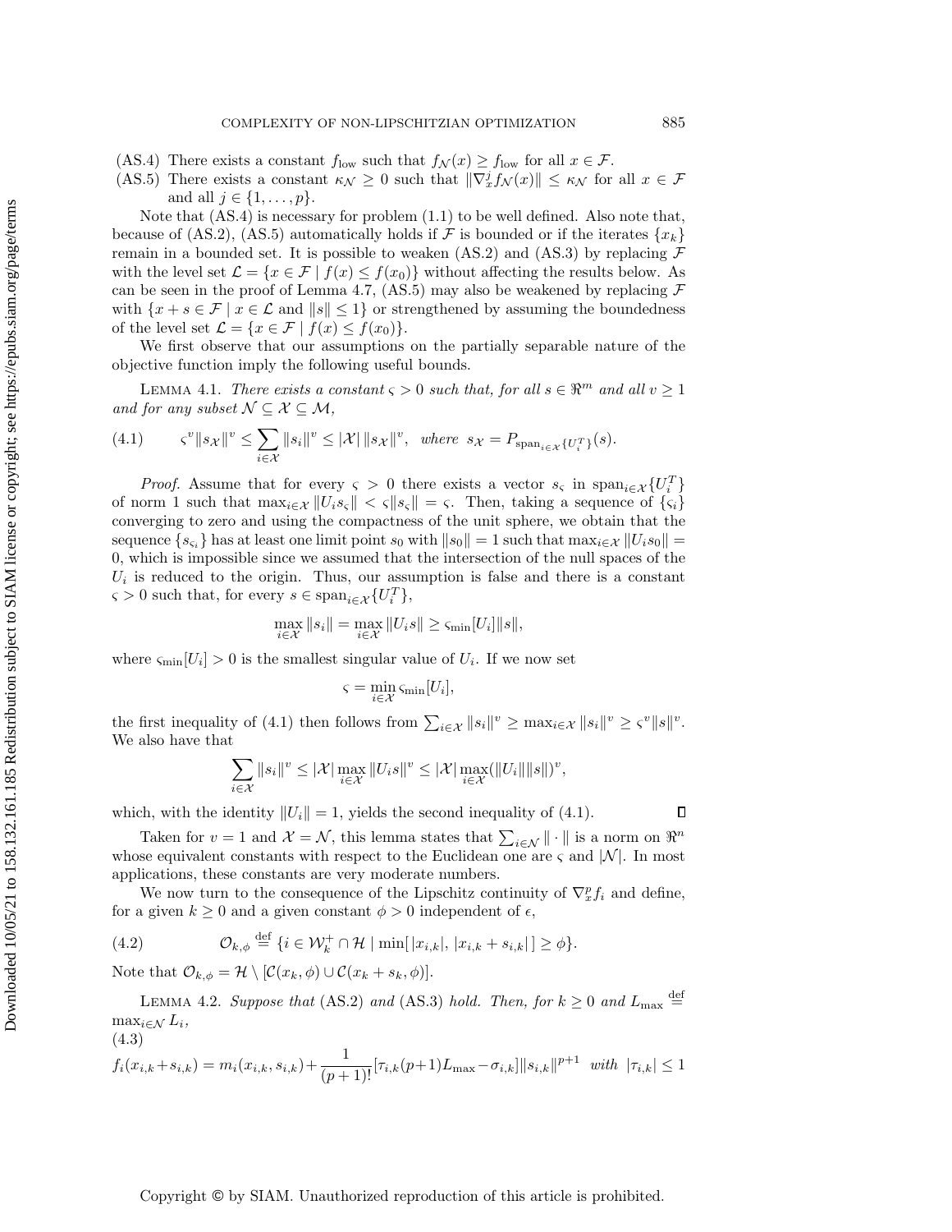(AS.4) There exists a constant $f_{\rm low}$ such that $f_{\mathcal{N}}(x) \geq f_{\rm low}$ for all $x \in \mathcal{F}$.

(AS.5) There exists a constant $\kappa_{\mathcal{N}} \geq 0$ such that $\|\nabla_x^j f_{\mathcal{N}}(x)\| \leq \kappa_{\mathcal{N}}$ for all $x \in \mathcal{F}$ and all $j \in \{1, \ldots, p\}$.

Note that (AS.4) is necessary for problem (1.1) to be well defined. Also note that, because of (AS.2), (AS.5) automatically holds if $\mathcal{F}$ is bounded or if the iterates $\{x_k\}$ remain in a bounded set. It is possible to weaken (AS.2) and (AS.3) by replacing $\mathcal{F}$ with the level set $\mathcal{L} = \{x \in \mathcal{F} \mid f(x) \leq f(x_0)\}$ without affecting the results below. As can be seen in the proof of Lemma 4.7, (AS.5) may also be weakened by replacing $\mathcal{F}$ with $\{x + s \in \mathcal{F} \mid x \in \mathcal{L} \text{ and } \|s\| \leq 1\}$ or strengthened by assuming the boundedness of the level set $\mathcal{L} = \{x \in \mathcal{F} \mid f(x) \leq f(x_0)\}$.

We first observe that our assumptions on the partially separable nature of the objective function imply the following useful bounds.

Lemma 4.1. *There exists a constant $\varsigma > 0$ such that, for all $s \in \Re^m$ and all $v \geq 1$ and for any subset $\mathcal{N} \subseteq \mathcal{X} \subseteq \mathcal{M}$,*

$$\varsigma^v \|s_{\mathcal{X}}\|^v \leq \sum_{i \in \mathcal{X}} \|s_i\|^v \leq |\mathcal{X}| \, \|s_{\mathcal{X}}\|^v, \quad \text{where } s_{\mathcal{X}} = P_{\text{span}_{i\in\mathcal{X}}\{U_i^T\}}(s). \tag{4.1}$$

*Proof.* Assume that for every $\varsigma > 0$ there exists a vector $s_\varsigma$ in $\text{span}_{i \in \mathcal{X}}\{U_i^T\}$ of norm 1 such that $\max_{i\in\mathcal{X}} \|U_i s_\varsigma\| < \varsigma \|s_\varsigma\| = \varsigma$. Then, taking a sequence of $\{\varsigma_i\}$ converging to zero and using the compactness of the unit sphere, we obtain that the sequence $\{s_{\varsigma_i}\}$ has at least one limit point $s_0$ with $\|s_0\| = 1$ such that $\max_{i\in\mathcal{X}} \|U_i s_0\| = 0$, which is impossible since we assumed that the intersection of the null spaces of the $U_i$ is reduced to the origin. Thus, our assumption is false and there is a constant $\varsigma > 0$ such that, for every $s \in \text{span}_{i\in\mathcal{X}}\{U_i^T\}$,

$$\max_{i\in\mathcal{X}} \|s_i\| = \max_{i\in\mathcal{X}} \|U_i s\| \geq \varsigma_{\min}[U_i]\|s\|,$$

where $\varsigma_{\min}[U_i] > 0$ is the smallest singular value of $U_i$. If we now set

$$\varsigma = \min_{i\in\mathcal{X}} \varsigma_{\min}[U_i],$$

the first inequality of (4.1) then follows from $\sum_{i\in\mathcal{X}} \|s_i\|^v \geq \max_{i\in\mathcal{X}} \|s_i\|^v \geq \varsigma^v \|s\|^v$. We also have that

$$\sum_{i\in\mathcal{X}} \|s_i\|^v \leq |\mathcal{X}| \max_{i\in\mathcal{X}} \|U_i s\|^v \leq |\mathcal{X}| \max_{i\in\mathcal{X}} (\|U_i\|\|s\|)^v,$$

which, with the identity $\|U_i\| = 1$, yields the second inequality of (4.1). $\square$

Taken for $v = 1$ and $\mathcal{X} = \mathcal{N}$, this lemma states that $\sum_{i\in\mathcal{N}} \|\cdot\|$ is a norm on $\Re^n$ whose equivalent constants with respect to the Euclidean one are $\varsigma$ and $|\mathcal{N}|$. In most applications, these constants are very moderate numbers.

We now turn to the consequence of the Lipschitz continuity of $\nabla_x^p f_i$ and define, for a given $k \geq 0$ and a given constant $\phi > 0$ independent of $\epsilon$,

$$\mathcal{O}_{k,\phi} \stackrel{\text{def}}{=} \{i \in \mathcal{W}_k^+ \cap \mathcal{H} \mid \min[\,|x_{i,k}|, \, |x_{i,k} + s_{i,k}|\,] \geq \phi\}. \tag{4.2}$$

Note that $\mathcal{O}_{k,\phi} = \mathcal{H} \setminus [\mathcal{C}(x_k, \phi) \cup \mathcal{C}(x_k + s_k, \phi)]$.

Lemma 4.2. *Suppose that* (AS.2) *and* (AS.3) *hold. Then, for $k \geq 0$ and $L_{\max} \stackrel{\text{def}}{=} \max_{i\in\mathcal{N}} L_i$,*

$$f_i(x_{i,k}+s_{i,k}) = m_i(x_{i,k}, s_{i,k}) + \frac{1}{(p+1)!}[\tau_{i,k}(p+1)L_{\max} - \sigma_{i,k}]\|s_{i,k}\|^{p+1} \quad \text{with } |\tau_{i,k}| \leq 1 \tag{4.3}$$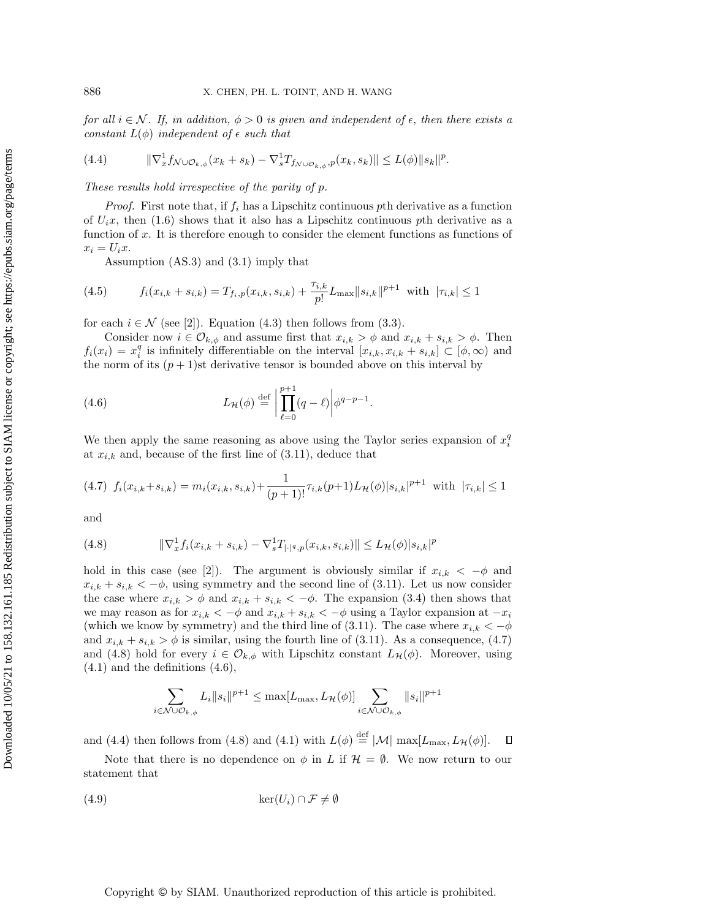*for all $i \in \mathcal{N}$. If, in addition, $\phi > 0$ is given and independent of $\epsilon$, then there exists a constant $L(\phi)$ independent of $\epsilon$ such that*

$$\|\nabla_x^1 f_{\mathcal{N}\cup\mathcal{O}_{k,\phi}}(x_k+s_k) - \nabla_s^1 T_{f_{\mathcal{N}\cup\mathcal{O}_{k,\phi}},p}(x_k,s_k)\| \le L(\phi)\|s_k\|^p. \tag{4.4}$$

*These results hold irrespective of the parity of $p$.*

*Proof.* First note that, if $f_i$ has a Lipschitz continuous $p$th derivative as a function of $U_i x$, then (1.6) shows that it also has a Lipschitz continuous $p$th derivative as a function of $x$. It is therefore enough to consider the element functions as functions of $x_i = U_i x$.

Assumption (AS.3) and (3.1) imply that

$$f_i(x_{i,k}+s_{i,k}) = T_{f_i,p}(x_{i,k},s_{i,k}) + \frac{\tau_{i,k}}{p!}L_{\max}\|s_{i,k}\|^{p+1} \;\text{ with }\; |\tau_{i,k}| \le 1 \tag{4.5}$$

for each $i \in \mathcal{N}$ (see [2]). Equation (4.3) then follows from (3.3).

Consider now $i \in \mathcal{O}_{k,\phi}$ and assume first that $x_{i,k} > \phi$ and $x_{i,k}+s_{i,k} > \phi$. Then $f_i(x_i) = x_i^q$ is infinitely differentiable on the interval $[x_{i,k}, x_{i,k}+s_{i,k}] \subset [\phi,\infty)$ and the norm of its $(p+1)$st derivative tensor is bounded above on this interval by

$$L_{\mathcal{H}}(\phi) \stackrel{\text{def}}{=} \left|\prod_{\ell=0}^{p+1}(q-\ell)\right|\phi^{q-p-1}. \tag{4.6}$$

We then apply the same reasoning as above using the Taylor series expansion of $x_i^q$ at $x_{i,k}$ and, because of the first line of (3.11), deduce that

$$f_i(x_{i,k}+s_{i,k}) = m_i(x_{i,k},s_{i,k}) + \frac{1}{(p+1)!}\tau_{i,k}(p+1)L_{\mathcal{H}}(\phi)|s_{i,k}|^{p+1} \;\text{ with }\; |\tau_{i,k}| \le 1 \tag{4.7}$$

and

$$\|\nabla_x^1 f_i(x_{i,k}+s_{i,k}) - \nabla_s^1 T_{|\cdot|^q,p}(x_{i,k},s_{i,k})\| \le L_{\mathcal{H}}(\phi)|s_{i,k}|^p \tag{4.8}$$

hold in this case (see [2]). The argument is obviously similar if $x_{i,k} < -\phi$ and $x_{i,k}+s_{i,k} < -\phi$, using symmetry and the second line of (3.11). Let us now consider the case where $x_{i,k} > \phi$ and $x_{i,k}+s_{i,k} < -\phi$. The expansion (3.4) then shows that we may reason as for $x_{i,k} < -\phi$ and $x_{i,k}+s_{i,k} < -\phi$ using a Taylor expansion at $-x_i$ (which we know by symmetry) and the third line of (3.11). The case where $x_{i,k} < -\phi$ and $x_{i,k}+s_{i,k} > \phi$ is similar, using the fourth line of (3.11). As a consequence, (4.7) and (4.8) hold for every $i \in \mathcal{O}_{k,\phi}$ with Lipschitz constant $L_{\mathcal{H}}(\phi)$. Moreover, using (4.1) and the definitions (4.6),

$$\sum_{i\in\mathcal{N}\cup\mathcal{O}_{k,\phi}} L_i\|s_i\|^{p+1} \le \max[L_{\max}, L_{\mathcal{H}}(\phi)] \sum_{i\in\mathcal{N}\cup\mathcal{O}_{k,\phi}} \|s_i\|^{p+1}$$

and (4.4) then follows from (4.8) and (4.1) with $L(\phi) \stackrel{\text{def}}{=} |\mathcal{M}| \max[L_{\max}, L_{\mathcal{H}}(\phi)]$. $\square$

Note that there is no dependence on $\phi$ in $L$ if $\mathcal{H} = \emptyset$. We now return to our statement that

$$\ker(U_i) \cap \mathcal{F} \neq \emptyset \tag{4.9}$$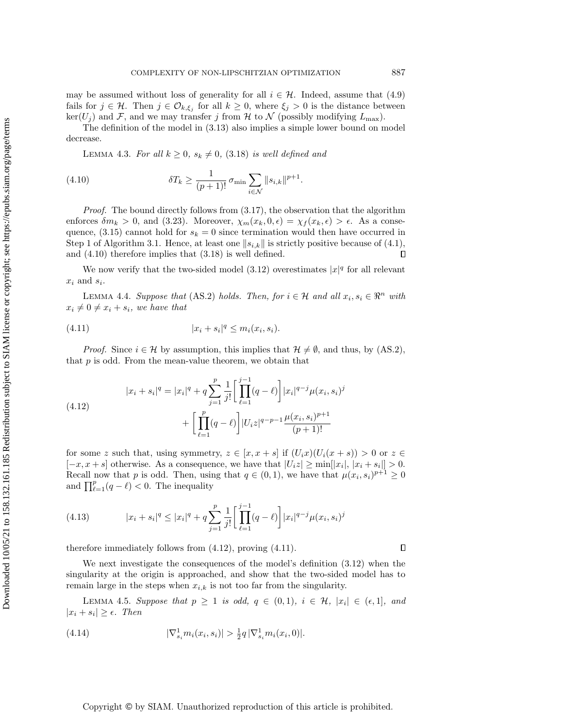may be assumed without loss of generality for all $i \in \mathcal{H}$. Indeed, assume that (4.9) fails for $j \in \mathcal{H}$. Then $j \in \mathcal{O}_{k,\xi_j}$ for all $k \geq 0$, where $\xi_j > 0$ is the distance between $\ker(U_j)$ and $\mathcal{F}$, and we may transfer $j$ from $\mathcal{H}$ to $\mathcal{N}$ (possibly modifying $L_{\max}$).

The definition of the model in (3.13) also implies a simple lower bound on model decrease.

Lemma 4.3. *For all $k \geq 0$, $s_k \neq 0$, (3.18) is well defined and*

$$\delta T_k \geq \frac{1}{(p+1)!}\, \sigma_{\min} \sum_{i \in \mathcal{N}} \|s_{i,k}\|^{p+1}. \tag{4.10}$$

*Proof.* The bound directly follows from (3.17), the observation that the algorithm enforces $\delta m_k > 0$, and (3.23). Moreover, $\chi_m(x_k, 0, \epsilon) = \chi_f(x_k, \epsilon) > \epsilon$. As a consequence, (3.15) cannot hold for $s_k = 0$ since termination would then have occurred in Step 1 of Algorithm 3.1. Hence, at least one $\|s_{i,k}\|$ is strictly positive because of (4.1), and (4.10) therefore implies that (3.18) is well defined. ∎

We now verify that the two-sided model (3.12) overestimates $|x|^q$ for all relevant $x_i$ and $s_i$.

Lemma 4.4. *Suppose that* (AS.2) *holds. Then, for $i \in \mathcal{H}$ and all $x_i, s_i \in \Re^n$ with $x_i \neq 0 \neq x_i + s_i$, we have that*

$$|x_i + s_i|^q \leq m_i(x_i, s_i). \tag{4.11}$$

*Proof.* Since $i \in \mathcal{H}$ by assumption, this implies that $\mathcal{H} \neq \emptyset$, and thus, by (AS.2), that $p$ is odd. From the mean-value theorem, we obtain that

$$\begin{aligned} |x_i + s_i|^q = |x_i|^q + q \sum_{j=1}^{p} \frac{1}{j!}\left[\prod_{\ell=1}^{j-1}(q-\ell)\right] |x_i|^{q-j} \mu(x_i, s_i)^j \\ + \left[\prod_{\ell=1}^{p}(q-\ell)\right] |U_i z|^{q-p-1} \frac{\mu(x_i, s_i)^{p+1}}{(p+1)!} \end{aligned} \tag{4.12}$$

for some $z$ such that, using symmetry, $z \in [x, x+s]$ if $(U_i x)(U_i(x+s)) > 0$ or $z \in [-x, x+s]$ otherwise. As a consequence, we have that $|U_i z| \geq \min[|x_i|, |x_i + s_i|] > 0$. Recall now that $p$ is odd. Then, using that $q \in (0,1)$, we have that $\mu(x_i, s_i)^{p+1} \geq 0$ and $\prod_{\ell=1}^{p}(q-\ell) < 0$. The inequality

$$|x_i + s_i|^q \leq |x_i|^q + q \sum_{j=1}^{p} \frac{1}{j!}\left[\prod_{\ell=1}^{j-1}(q-\ell)\right] |x_i|^{q-j} \mu(x_i, s_i)^j \tag{4.13}$$

therefore immediately follows from (4.12), proving (4.11). ∎

We next investigate the consequences of the model's definition (3.12) when the singularity at the origin is approached, and show that the two-sided model has to remain large in the steps when $x_{i,k}$ is not too far from the singularity.

Lemma 4.5. *Suppose that $p \geq 1$ is odd, $q \in (0,1)$, $i \in \mathcal{H}$, $|x_i| \in (\epsilon, 1]$, and $|x_i + s_i| \geq \epsilon$. Then*

$$|\nabla^1_{s_i} m_i(x_i, s_i)| > \tfrac{1}{2} q\, |\nabla^1_{s_i} m_i(x_i, 0)|. \tag{4.14}$$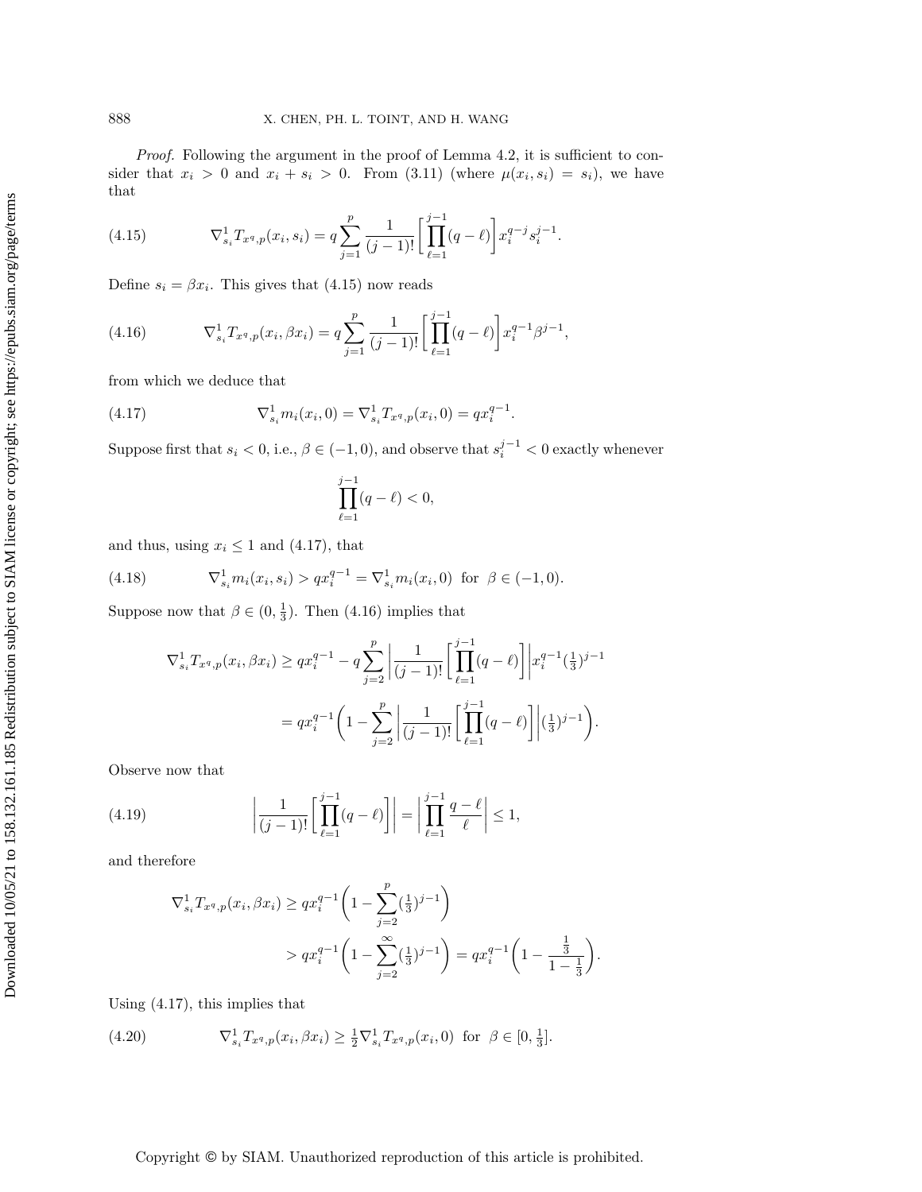*Proof.* Following the argument in the proof of Lemma 4.2, it is sufficient to consider that $x_i > 0$ and $x_i + s_i > 0$. From (3.11) (where $\mu(x_i, s_i) = s_i$), we have that

$$\nabla^1_{s_i} T_{x^q,p}(x_i, s_i) = q \sum_{j=1}^{p} \frac{1}{(j-1)!} \left[ \prod_{\ell=1}^{j-1} (q - \ell) \right] x_i^{q-j} s_i^{j-1}. \tag{4.15}$$

Define $s_i = \beta x_i$. This gives that (4.15) now reads

$$\nabla^1_{s_i} T_{x^q,p}(x_i, \beta x_i) = q \sum_{j=1}^{p} \frac{1}{(j-1)!} \left[ \prod_{\ell=1}^{j-1} (q - \ell) \right] x_i^{q-1} \beta^{j-1}, \tag{4.16}$$

from which we deduce that

$$\nabla^1_{s_i} m_i(x_i, 0) = \nabla^1_{s_i} T_{x^q,p}(x_i, 0) = q x_i^{q-1}. \tag{4.17}$$

Suppose first that $s_i < 0$, i.e., $\beta \in (-1, 0)$, and observe that $s_i^{j-1} < 0$ exactly whenever

$$\prod_{\ell=1}^{j-1} (q - \ell) < 0,$$

and thus, using $x_i \le 1$ and (4.17), that

$$\nabla^1_{s_i} m_i(x_i, s_i) > q x_i^{q-1} = \nabla^1_{s_i} m_i(x_i, 0) \ \text{ for } \ \beta \in (-1, 0). \tag{4.18}$$

Suppose now that $\beta \in (0, \frac{1}{3})$. Then (4.16) implies that

$$\begin{aligned}
\nabla^1_{s_i} T_{x^q,p}(x_i, \beta x_i) &\ge q x_i^{q-1} - q \sum_{j=2}^{p} \left| \frac{1}{(j-1)!} \left[ \prod_{\ell=1}^{j-1} (q - \ell) \right] \right| x_i^{q-1} (\tfrac{1}{3})^{j-1} \\
&= q x_i^{q-1} \left( 1 - \sum_{j=2}^{p} \left| \frac{1}{(j-1)!} \left[ \prod_{\ell=1}^{j-1} (q - \ell) \right] \right| (\tfrac{1}{3})^{j-1} \right).
\end{aligned}$$

Observe now that

$$\left| \frac{1}{(j-1)!} \left[ \prod_{\ell=1}^{j-1} (q - \ell) \right] \right| = \left| \prod_{\ell=1}^{j-1} \frac{q - \ell}{\ell} \right| \le 1, \tag{4.19}$$

and therefore

$$\begin{aligned}
\nabla^1_{s_i} T_{x^q,p}(x_i, \beta x_i) &\ge q x_i^{q-1} \left( 1 - \sum_{j=2}^{p} (\tfrac{1}{3})^{j-1} \right) \\
&> q x_i^{q-1} \left( 1 - \sum_{j=2}^{\infty} (\tfrac{1}{3})^{j-1} \right) = q x_i^{q-1} \left( 1 - \frac{\frac{1}{3}}{1 - \frac{1}{3}} \right).
\end{aligned}$$

Using (4.17), this implies that

$$\nabla^1_{s_i} T_{x^q,p}(x_i, \beta x_i) \ge \tfrac{1}{2} \nabla^1_{s_i} T_{x^q,p}(x_i, 0) \ \text{ for } \ \beta \in [0, \tfrac{1}{3}]. \tag{4.20}$$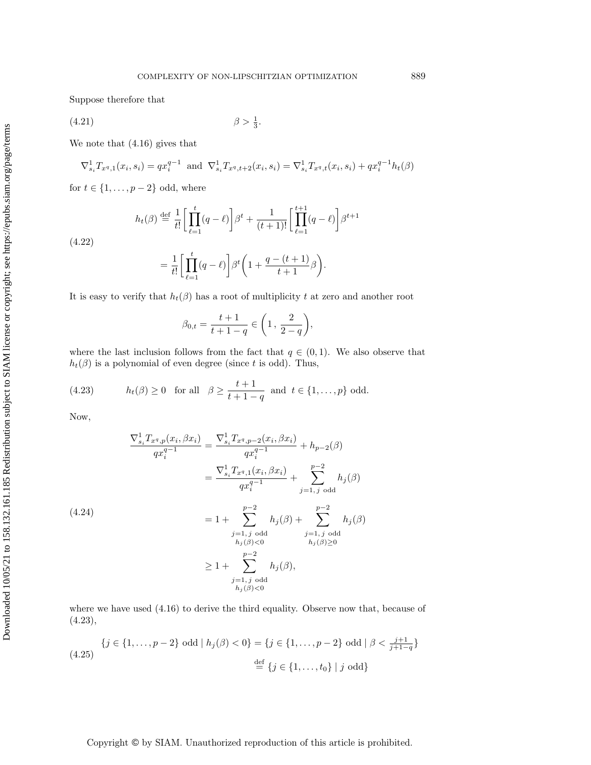Suppose therefore that

$$\beta > \tfrac{1}{3}. \tag{4.21}$$

We note that (4.16) gives that

$$\nabla^1_{s_i} T_{x^q,1}(x_i, s_i) = q x_i^{q-1} \quad \text{and} \quad \nabla^1_{s_i} T_{x^q,t+2}(x_i, s_i) = \nabla^1_{s_i} T_{x^q,t}(x_i, s_i) + q x_i^{q-1} h_t(\beta)$$

for $t \in \{1, \ldots, p-2\}$ odd, where

$$\begin{aligned} h_t(\beta) &\stackrel{\text{def}}{=} \frac{1}{t!}\left[\prod_{\ell=1}^{t}(q-\ell)\right]\beta^t + \frac{1}{(t+1)!}\left[\prod_{\ell=1}^{t+1}(q-\ell)\right]\beta^{t+1} \\ &= \frac{1}{t!}\left[\prod_{\ell=1}^{t}(q-\ell)\right]\beta^t\left(1 + \frac{q-(t+1)}{t+1}\beta\right). \end{aligned} \tag{4.22}$$

It is easy to verify that $h_t(\beta)$ has a root of multiplicity $t$ at zero and another root

$$\beta_{0,t} = \frac{t+1}{t+1-q} \in \left(1\,,\, \frac{2}{2-q}\right),$$

where the last inclusion follows from the fact that $q \in (0,1)$. We also observe that $h_t(\beta)$ is a polynomial of even degree (since $t$ is odd). Thus,

$$h_t(\beta) \geq 0 \quad \text{for all} \quad \beta \geq \frac{t+1}{t+1-q} \quad \text{and} \quad t \in \{1, \ldots, p\} \text{ odd}. \tag{4.23}$$

Now,

$$\begin{aligned} \frac{\nabla^1_{s_i} T_{x^q,p}(x_i, \beta x_i)}{q x_i^{q-1}} &= \frac{\nabla^1_{s_i} T_{x^q,p-2}(x_i, \beta x_i)}{q x_i^{q-1}} + h_{p-2}(\beta) \\ &= \frac{\nabla^1_{s_i} T_{x^q,1}(x_i, \beta x_i)}{q x_i^{q-1}} + \sum_{j=1,\, j \text{ odd}}^{p-2} h_j(\beta) \\ &= 1 + \sum_{\substack{j=1,\, j \text{ odd} \\ h_j(\beta)<0}}^{p-2} h_j(\beta) + \sum_{\substack{j=1,\, j \text{ odd} \\ h_j(\beta)\geq 0}}^{p-2} h_j(\beta) \\ &\geq 1 + \sum_{\substack{j=1,\, j \text{ odd} \\ h_j(\beta)<0}}^{p-2} h_j(\beta), \end{aligned} \tag{4.24}$$

where we have used (4.16) to derive the third equality. Observe now that, because of (4.23),

$$\begin{aligned} \{j \in \{1, \ldots, p-2\} \text{ odd} \mid h_j(\beta) < 0\} &= \{j \in \{1, \ldots, p-2\} \text{ odd} \mid \beta < \tfrac{j+1}{j+1-q}\} \\ &\stackrel{\text{def}}{=} \{j \in \{1, \ldots, t_0\} \mid j \text{ odd}\} \end{aligned} \tag{4.25}$$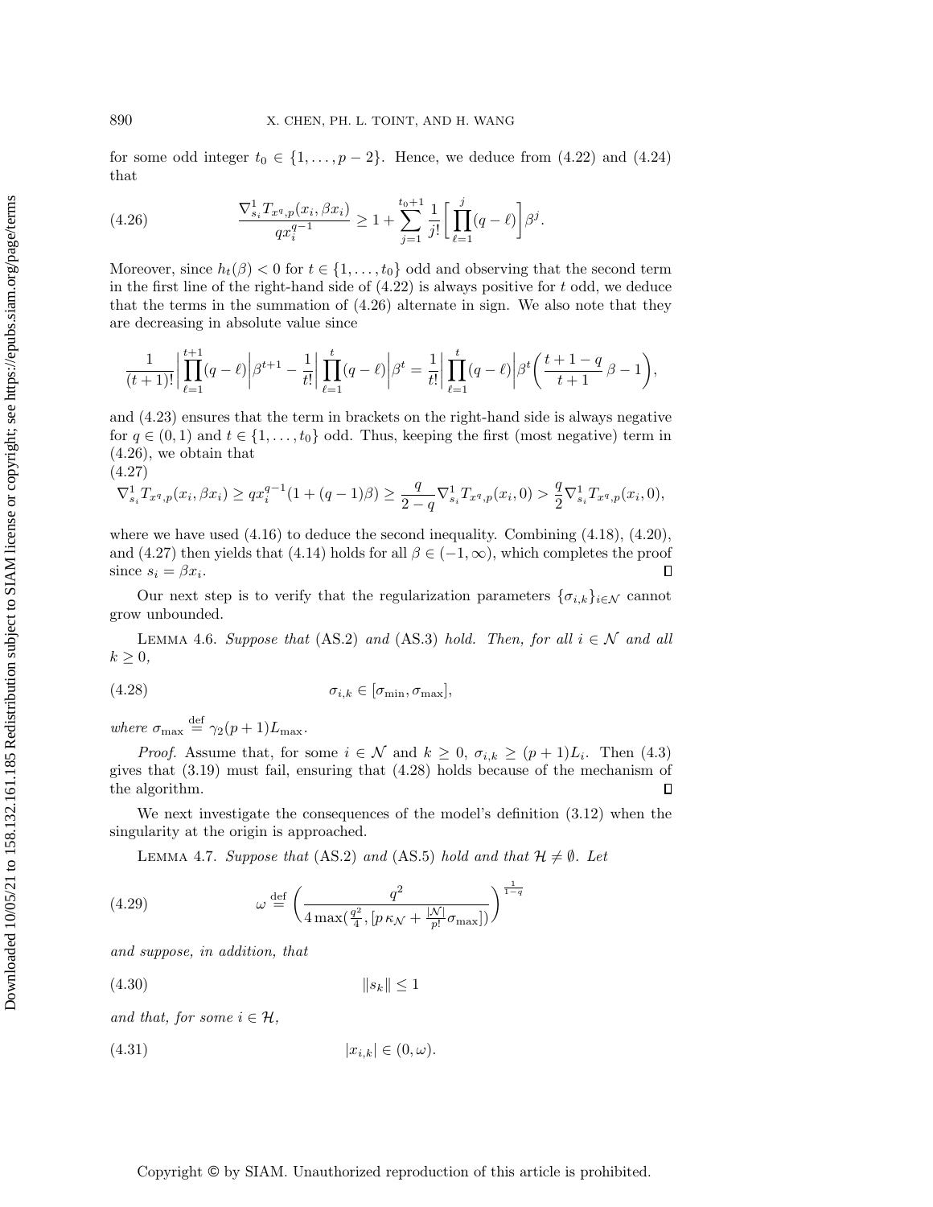for some odd integer $t_0 \in \{1, \ldots, p-2\}$. Hence, we deduce from (4.22) and (4.24) that

$$\frac{\nabla^1_{s_i} T_{x^q,p}(x_i, \beta x_i)}{q x_i^{q-1}} \geq 1 + \sum_{j=1}^{t_0+1} \frac{1}{j!} \left[ \prod_{\ell=1}^{j} (q - \ell) \right] \beta^j. \tag{4.26}$$

Moreover, since $h_t(\beta) < 0$ for $t \in \{1, \ldots, t_0\}$ odd and observing that the second term in the first line of the right-hand side of (4.22) is always positive for $t$ odd, we deduce that the terms in the summation of (4.26) alternate in sign. We also note that they are decreasing in absolute value since

$$\frac{1}{(t+1)!} \left| \prod_{\ell=1}^{t+1} (q - \ell) \right| \beta^{t+1} - \frac{1}{t!} \left| \prod_{\ell=1}^{t} (q - \ell) \right| \beta^t = \frac{1}{t!} \left| \prod_{\ell=1}^{t} (q - \ell) \right| \beta^t \left( \frac{t+1-q}{t+1} \beta - 1 \right),$$

and (4.23) ensures that the term in brackets on the right-hand side is always negative for $q \in (0,1)$ and $t \in \{1, \ldots, t_0\}$ odd. Thus, keeping the first (most negative) term in (4.26), we obtain that

$$\nabla^1_{s_i} T_{x^q,p}(x_i, \beta x_i) \geq q x_i^{q-1} (1 + (q-1)\beta) \geq \frac{q}{2-q} \nabla^1_{s_i} T_{x^q,p}(x_i, 0) > \frac{q}{2} \nabla^1_{s_i} T_{x^q,p}(x_i, 0), \tag{4.27}$$

where we have used (4.16) to deduce the second inequality. Combining (4.18), (4.20), and (4.27) then yields that (4.14) holds for all $\beta \in (-1, \infty)$, which completes the proof since $s_i = \beta x_i$. $\square$

Our next step is to verify that the regularization parameters $\{\sigma_{i,k}\}_{i \in \mathcal{N}}$ cannot grow unbounded.

Lemma 4.6. *Suppose that* (AS.2) *and* (AS.3) *hold. Then, for all $i \in \mathcal{N}$ and all $k \geq 0$,*

$$\sigma_{i,k} \in [\sigma_{\min}, \sigma_{\max}], \tag{4.28}$$

*where* $\sigma_{\max} \stackrel{\text{def}}{=} \gamma_2 (p+1) L_{\max}$.

*Proof.* Assume that, for some $i \in \mathcal{N}$ and $k \geq 0$, $\sigma_{i,k} \geq (p+1) L_i$. Then (4.3) gives that (3.19) must fail, ensuring that (4.28) holds because of the mechanism of the algorithm. $\square$

We next investigate the consequences of the model's definition (3.12) when the singularity at the origin is approached.

Lemma 4.7. *Suppose that* (AS.2) *and* (AS.5) *hold and that $\mathcal{H} \neq \emptyset$. Let*

$$\omega \stackrel{\text{def}}{=} \left( \frac{q^2}{4 \max(\frac{q^2}{4}, [p\,\kappa_{\mathcal{N}} + \frac{|\mathcal{N}|}{p!} \sigma_{\max}])} \right)^{\frac{1}{1-q}} \tag{4.29}$$

*and suppose, in addition, that*

$$\|s_k\| \leq 1 \tag{4.30}$$

*and that, for some $i \in \mathcal{H}$,*

$$|x_{i,k}| \in (0, \omega). \tag{4.31}$$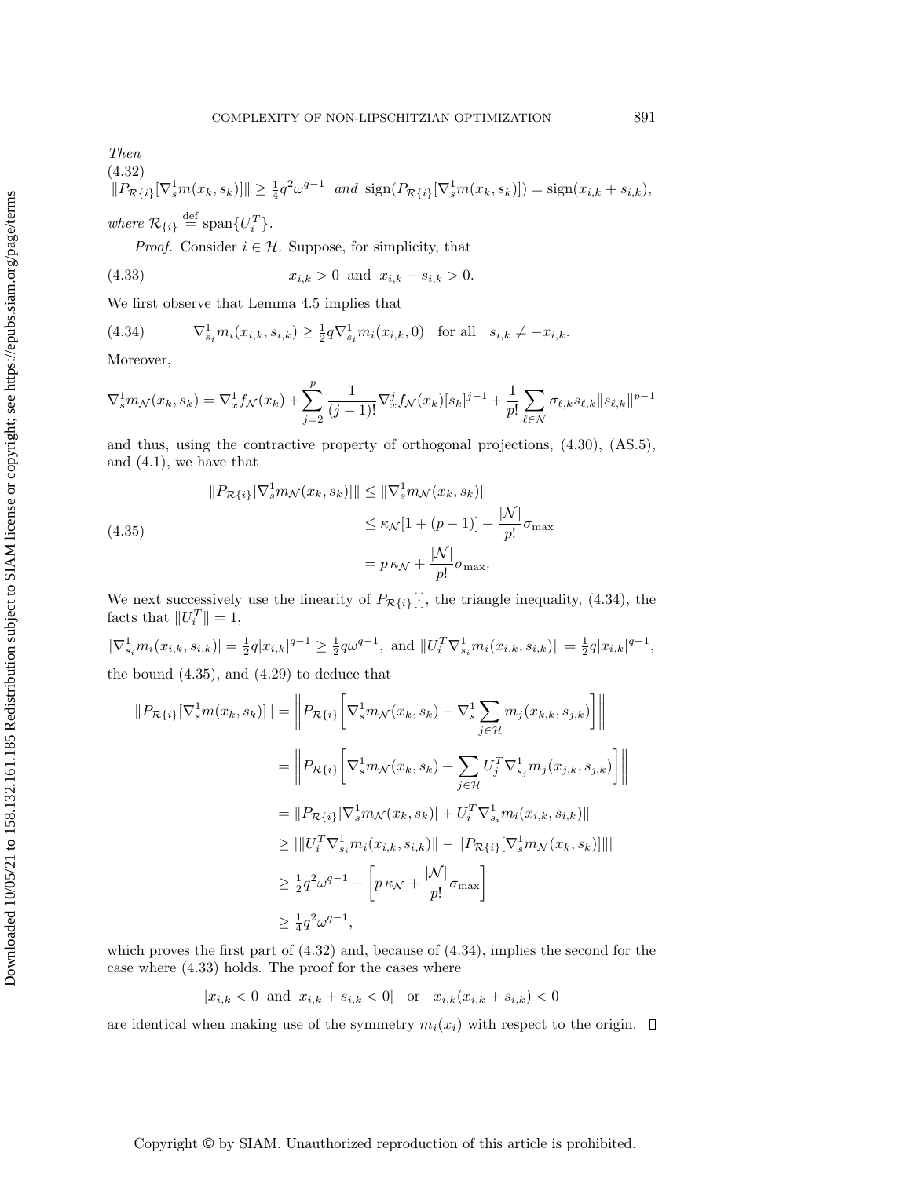*Then*

$$\|P_{\mathcal{R}\{i\}}[\nabla_s^1 m(x_k, s_k)]\| \geq \tfrac{1}{4}q^2\omega^{q-1} \quad \text{and} \quad \text{sign}(P_{\mathcal{R}\{i\}}[\nabla_s^1 m(x_k, s_k)]) = \text{sign}(x_{i,k} + s_{i,k}), \tag{4.32}$$

*where* $\mathcal{R}_{\{i\}} \stackrel{\text{def}}{=} \text{span}\{U_i^T\}$.

*Proof.* Consider $i \in \mathcal{H}$. Suppose, for simplicity, that

$$x_{i,k} > 0 \quad \text{and} \quad x_{i,k} + s_{i,k} > 0. \tag{4.33}$$

We first observe that Lemma 4.5 implies that

$$\nabla_{s_i}^1 m_i(x_{i,k}, s_{i,k}) \geq \tfrac{1}{2}q \nabla_{s_i}^1 m_i(x_{i,k}, 0) \quad \text{for all} \quad s_{i,k} \neq -x_{i,k}. \tag{4.34}$$

Moreover,

$$\nabla_s^1 m_{\mathcal{N}}(x_k, s_k) = \nabla_x^1 f_{\mathcal{N}}(x_k) + \sum_{j=2}^{p} \frac{1}{(j-1)!} \nabla_x^j f_{\mathcal{N}}(x_k)[s_k]^{j-1} + \frac{1}{p!} \sum_{\ell \in \mathcal{N}} \sigma_{\ell,k} s_{\ell,k} \|s_{\ell,k}\|^{p-1}$$

and thus, using the contractive property of orthogonal projections, (4.30), (AS.5), and (4.1), we have that

$$\begin{aligned}
\|P_{\mathcal{R}\{i\}}[\nabla_s^1 m_{\mathcal{N}}(x_k, s_k)]\| &\leq \|\nabla_s^1 m_{\mathcal{N}}(x_k, s_k)\| \\
&\leq \kappa_{\mathcal{N}}[1 + (p-1)] + \frac{|\mathcal{N}|}{p!}\sigma_{\max} \\
&= p\,\kappa_{\mathcal{N}} + \frac{|\mathcal{N}|}{p!}\sigma_{\max}.
\end{aligned} \tag{4.35}$$

We next successively use the linearity of $P_{\mathcal{R}\{i\}}[\cdot]$, the triangle inequality, (4.34), the facts that $\|U_i^T\| = 1$,

$|\nabla_{s_i}^1 m_i(x_{i,k}, s_{i,k})| = \tfrac{1}{2}q|x_{i,k}|^{q-1} \geq \tfrac{1}{2}q\omega^{q-1}$, and $\|U_i^T \nabla_{s_i}^1 m_i(x_{i,k}, s_{i,k})\| = \tfrac{1}{2}q|x_{i,k}|^{q-1}$,

the bound (4.35), and (4.29) to deduce that

$$\begin{aligned}
\|P_{\mathcal{R}\{i\}}[\nabla_s^1 m(x_k, s_k)]\| &= \left\| P_{\mathcal{R}\{i\}}\left[\nabla_s^1 m_{\mathcal{N}}(x_k, s_k) + \nabla_s^1 \sum_{j \in \mathcal{H}} m_j(x_{k,k}, s_{j,k})\right]\right\| \\
&= \left\| P_{\mathcal{R}\{i\}}\left[\nabla_s^1 m_{\mathcal{N}}(x_k, s_k) + \sum_{j \in \mathcal{H}} U_j^T \nabla_{s_j}^1 m_j(x_{j,k}, s_{j,k})\right]\right\| \\
&= \|P_{\mathcal{R}\{i\}}[\nabla_s^1 m_{\mathcal{N}}(x_k, s_k)] + U_i^T \nabla_{s_i}^1 m_i(x_{i,k}, s_{i,k})\| \\
&\geq |\|U_i^T \nabla_{s_i}^1 m_i(x_{i,k}, s_{i,k})\| - \|P_{\mathcal{R}\{i\}}[\nabla_s^1 m_{\mathcal{N}}(x_k, s_k)]\|| \\
&\geq \tfrac{1}{2}q^2\omega^{q-1} - \left[p\,\kappa_{\mathcal{N}} + \frac{|\mathcal{N}|}{p!}\sigma_{\max}\right] \\
&\geq \tfrac{1}{4}q^2\omega^{q-1},
\end{aligned}$$

which proves the first part of (4.32) and, because of (4.34), implies the second for the case where (4.33) holds. The proof for the cases where

$$[x_{i,k} < 0 \;\text{ and }\; x_{i,k} + s_{i,k} < 0] \quad \text{or} \quad x_{i,k}(x_{i,k} + s_{i,k}) < 0$$

are identical when making use of the symmetry $m_i(x_i)$ with respect to the origin. ☐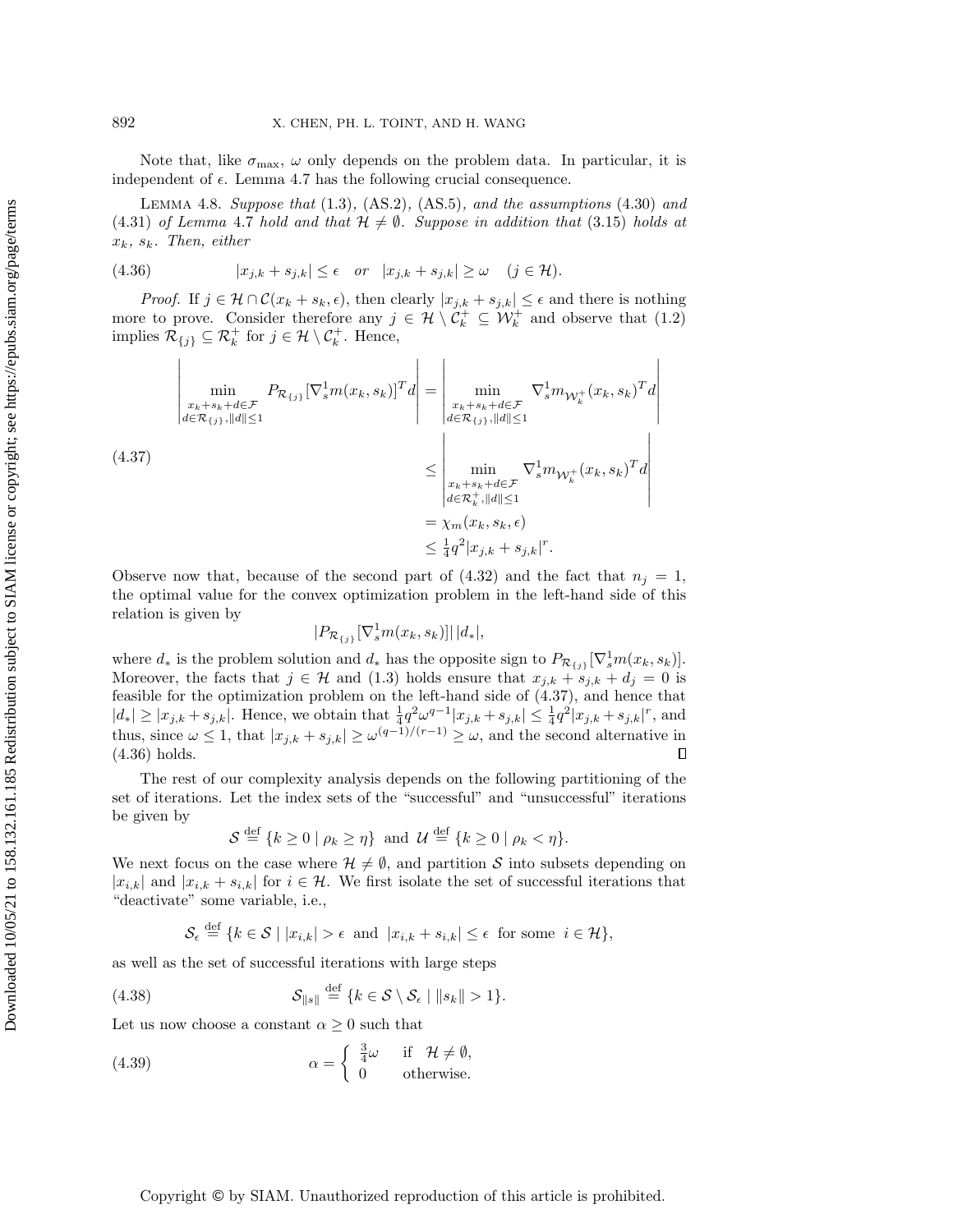Note that, like $\sigma_{\max}$, $\omega$ only depends on the problem data. In particular, it is independent of $\epsilon$. Lemma 4.7 has the following crucial consequence.

**Lemma 4.8.** *Suppose that* (1.3), (AS.2), (AS.5), *and the assumptions* (4.30) *and* (4.31) *of Lemma* 4.7 *hold and that* $\mathcal{H} \neq \emptyset$. *Suppose in addition that* (3.15) *holds at* $x_k$, $s_k$. *Then, either*

$$|x_{j,k} + s_{j,k}| \le \epsilon \quad or \quad |x_{j,k} + s_{j,k}| \ge \omega \quad (j \in \mathcal{H}). \tag{4.36}$$

*Proof.* If $j \in \mathcal{H} \cap \mathcal{C}(x_k + s_k, \epsilon)$, then clearly $|x_{j,k} + s_{j,k}| \le \epsilon$ and there is nothing more to prove. Consider therefore any $j \in \mathcal{H} \setminus \mathcal{C}_k^+ \subseteq \mathcal{W}_k^+$ and observe that (1.2) implies $\mathcal{R}_{\{j\}} \subseteq \mathcal{R}_k^+$ for $j \in \mathcal{H} \setminus \mathcal{C}_k^+$. Hence,

$$\begin{aligned}
\left| \min_{\substack{x_k+s_k+d \in \mathcal{F} \\ d \in \mathcal{R}_{\{j\}}, \|d\| \le 1}} P_{\mathcal{R}_{\{j\}}}[\nabla_s^1 m(x_k, s_k)]^T d \right| &= \left| \min_{\substack{x_k+s_k+d \in \mathcal{F} \\ d \in \mathcal{R}_{\{j\}}, \|d\| \le 1}} \nabla_s^1 m_{\mathcal{W}_k^+}(x_k, s_k)^T d \right| \\
&\le \left| \min_{\substack{x_k+s_k+d \in \mathcal{F} \\ d \in \mathcal{R}_k^+, \|d\| \le 1}} \nabla_s^1 m_{\mathcal{W}_k^+}(x_k, s_k)^T d \right| \\
&= \chi_m(x_k, s_k, \epsilon) \\
&\le \tfrac{1}{4} q^2 |x_{j,k} + s_{j,k}|^r.
\end{aligned} \tag{4.37}$$

Observe now that, because of the second part of (4.32) and the fact that $n_j = 1$, the optimal value for the convex optimization problem in the left-hand side of this relation is given by

$$|P_{\mathcal{R}_{\{j\}}}[\nabla_s^1 m(x_k, s_k)]| \, |d_*|,$$

where $d_*$ is the problem solution and $d_*$ has the opposite sign to $P_{\mathcal{R}_{\{j\}}}[\nabla_s^1 m(x_k, s_k)]$. Moreover, the facts that $j \in \mathcal{H}$ and (1.3) holds ensure that $x_{j,k} + s_{j,k} + d_j = 0$ is feasible for the optimization problem on the left-hand side of (4.37), and hence that $|d_*| \ge |x_{j,k} + s_{j,k}|$. Hence, we obtain that $\frac{1}{4} q^2 \omega^{q-1} |x_{j,k} + s_{j,k}| \le \frac{1}{4} q^2 |x_{j,k} + s_{j,k}|^r$, and thus, since $\omega \le 1$, that $|x_{j,k} + s_{j,k}| \ge \omega^{(q-1)/(r-1)} \ge \omega$, and the second alternative in (4.36) holds. $\square$

The rest of our complexity analysis depends on the following partitioning of the set of iterations. Let the index sets of the "successful" and "unsuccessful" iterations be given by

$$\mathcal{S} \stackrel{\text{def}}{=} \{k \ge 0 \mid \rho_k \ge \eta\} \text{ and } \mathcal{U} \stackrel{\text{def}}{=} \{k \ge 0 \mid \rho_k < \eta\}.$$

We next focus on the case where $\mathcal{H} \neq \emptyset$, and partition $\mathcal{S}$ into subsets depending on $|x_{i,k}|$ and $|x_{i,k} + s_{i,k}|$ for $i \in \mathcal{H}$. We first isolate the set of successful iterations that "deactivate" some variable, i.e.,

$$\mathcal{S}_\epsilon \stackrel{\text{def}}{=} \{k \in \mathcal{S} \mid |x_{i,k}| > \epsilon \text{ and } |x_{i,k} + s_{i,k}| \le \epsilon \text{ for some } i \in \mathcal{H}\},$$

as well as the set of successful iterations with large steps

$$\mathcal{S}_{\|s\|} \stackrel{\text{def}}{=} \{k \in \mathcal{S} \setminus \mathcal{S}_\epsilon \mid \|s_k\| > 1\}. \tag{4.38}$$

Let us now choose a constant $\alpha \ge 0$ such that

$$\alpha = \begin{cases} \frac{3}{4}\omega & \text{if } \mathcal{H} \neq \emptyset, \\ 0 & \text{otherwise.} \end{cases} \tag{4.39}$$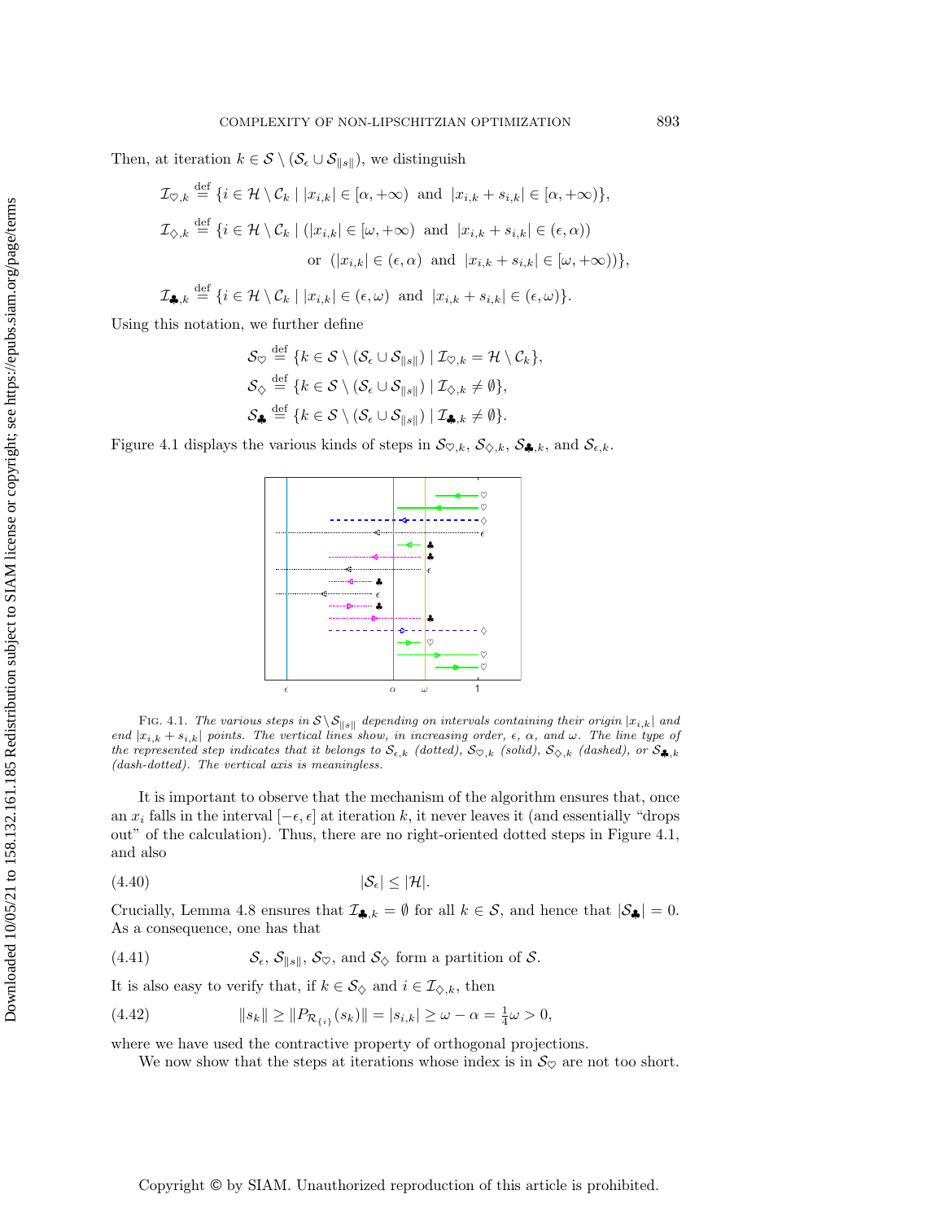Then, at iteration $k \in \mathcal{S} \setminus (\mathcal{S}_\epsilon \cup \mathcal{S}_{\|s\|})$, we distinguish

$$\mathcal{I}_{\heartsuit,k} \stackrel{\text{def}}{=} \{i \in \mathcal{H} \setminus \mathcal{C}_k \mid |x_{i,k}| \in [\alpha, +\infty) \text{ and } |x_{i,k} + s_{i,k}| \in [\alpha, +\infty)\},$$

$$\mathcal{I}_{\diamondsuit,k} \stackrel{\text{def}}{=} \{i \in \mathcal{H} \setminus \mathcal{C}_k \mid (|x_{i,k}| \in [\omega, +\infty) \text{ and } |x_{i,k} + s_{i,k}| \in (\epsilon, \alpha))$$
$$\text{or } (|x_{i,k}| \in (\epsilon, \alpha) \text{ and } |x_{i,k} + s_{i,k}| \in [\omega, +\infty))\},$$

$$\mathcal{I}_{\clubsuit,k} \stackrel{\text{def}}{=} \{i \in \mathcal{H} \setminus \mathcal{C}_k \mid |x_{i,k}| \in (\epsilon, \omega) \text{ and } |x_{i,k} + s_{i,k}| \in (\epsilon, \omega)\}.$$

Using this notation, we further define

$$\mathcal{S}_\heartsuit \stackrel{\text{def}}{=} \{k \in \mathcal{S} \setminus (\mathcal{S}_\epsilon \cup \mathcal{S}_{\|s\|}) \mid \mathcal{I}_{\heartsuit,k} = \mathcal{H} \setminus \mathcal{C}_k\},$$

$$\mathcal{S}_\diamondsuit \stackrel{\text{def}}{=} \{k \in \mathcal{S} \setminus (\mathcal{S}_\epsilon \cup \mathcal{S}_{\|s\|}) \mid \mathcal{I}_{\diamondsuit,k} \neq \emptyset\},$$

$$\mathcal{S}_\clubsuit \stackrel{\text{def}}{=} \{k \in \mathcal{S} \setminus (\mathcal{S}_\epsilon \cup \mathcal{S}_{\|s\|}) \mid \mathcal{I}_{\clubsuit,k} \neq \emptyset\}.$$

Figure 4.1 displays the various kinds of steps in $\mathcal{S}_{\heartsuit,k}$, $\mathcal{S}_{\diamondsuit,k}$, $\mathcal{S}_{\clubsuit,k}$, and $\mathcal{S}_{\epsilon,k}$.

Fig. 4.1. *The various steps in $\mathcal{S} \setminus \mathcal{S}_{\|s\|}$ depending on intervals containing their origin $|x_{i,k}|$ and end $|x_{i,k} + s_{i,k}|$ points. The vertical lines show, in increasing order, $\epsilon$, $\alpha$, and $\omega$. The line type of the represented step indicates that it belongs to $\mathcal{S}_{\epsilon,k}$ (dotted), $\mathcal{S}_{\heartsuit,k}$ (solid), $\mathcal{S}_{\diamondsuit,k}$ (dashed), or $\mathcal{S}_{\clubsuit,k}$ (dash-dotted). The vertical axis is meaningless.*

It is important to observe that the mechanism of the algorithm ensures that, once an $x_i$ falls in the interval $[-\epsilon, \epsilon]$ at iteration $k$, it never leaves it (and essentially "drops out" of the calculation). Thus, there are no right-oriented dotted steps in Figure 4.1, and also

$$|\mathcal{S}_\epsilon| \leq |\mathcal{H}|. \tag{4.40}$$

Crucially, Lemma 4.8 ensures that $\mathcal{I}_{\clubsuit,k} = \emptyset$ for all $k \in \mathcal{S}$, and hence that $|\mathcal{S}_\clubsuit| = 0$. As a consequence, one has that

$$\mathcal{S}_\epsilon,\ \mathcal{S}_{\|s\|},\ \mathcal{S}_\heartsuit, \text{ and } \mathcal{S}_\diamondsuit \text{ form a partition of } \mathcal{S}. \tag{4.41}$$

It is also easy to verify that, if $k \in \mathcal{S}_\diamondsuit$ and $i \in \mathcal{I}_{\diamondsuit,k}$, then

$$\|s_k\| \geq \|P_{\mathcal{R}_{\{i\}}}(s_k)\| = |s_{i,k}| \geq \omega - \alpha = \tfrac{1}{4}\omega > 0, \tag{4.42}$$

where we have used the contractive property of orthogonal projections.

We now show that the steps at iterations whose index is in $\mathcal{S}_\heartsuit$ are not too short.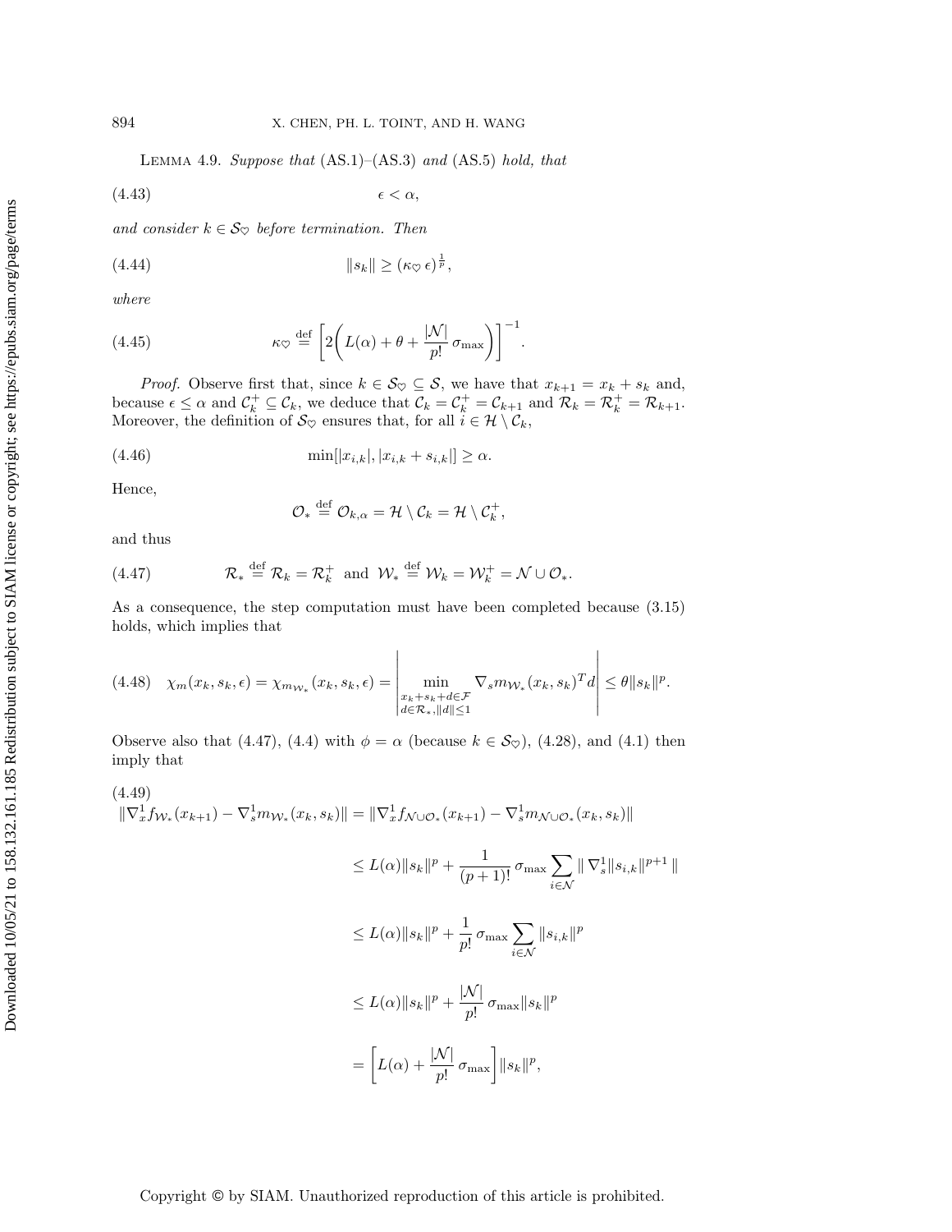LEMMA 4.9. *Suppose that* (AS.1)–(AS.3) *and* (AS.5) *hold, that*

$$\epsilon < \alpha, \tag{4.43}$$

*and consider* $k \in \mathcal{S}_\heartsuit$ *before termination. Then*

$$\|s_k\| \geq (\kappa_\heartsuit \, \epsilon)^{\frac{1}{p}}, \tag{4.44}$$

*where*

$$\kappa_\heartsuit \stackrel{\rm def}{=} \left[2\bigg(L(\alpha) + \theta + \frac{|\mathcal{N}|}{p!}\,\sigma_{\max}\bigg)\right]^{-1}. \tag{4.45}$$

*Proof.* Observe first that, since $k \in \mathcal{S}_\heartsuit \subseteq \mathcal{S}$, we have that $x_{k+1} = x_k + s_k$ and, because $\epsilon \leq \alpha$ and $\mathcal{C}_k^+ \subseteq \mathcal{C}_k$, we deduce that $\mathcal{C}_k = \mathcal{C}_k^+ = \mathcal{C}_{k+1}$ and $\mathcal{R}_k = \mathcal{R}_k^+ = \mathcal{R}_{k+1}$. Moreover, the definition of $\mathcal{S}_\heartsuit$ ensures that, for all $i \in \mathcal{H} \setminus \mathcal{C}_k$,

$$\min[|x_{i,k}|, |x_{i,k} + s_{i,k}|] \geq \alpha. \tag{4.46}$$

Hence,

$$\mathcal{O}_* \stackrel{\rm def}{=} \mathcal{O}_{k,\alpha} = \mathcal{H} \setminus \mathcal{C}_k = \mathcal{H} \setminus \mathcal{C}_k^+,$$

and thus

$$\mathcal{R}_* \stackrel{\rm def}{=} \mathcal{R}_k = \mathcal{R}_k^+ \;\text{ and }\; \mathcal{W}_* \stackrel{\rm def}{=} \mathcal{W}_k = \mathcal{W}_k^+ = \mathcal{N} \cup \mathcal{O}_*. \tag{4.47}$$

As a consequence, the step computation must have been completed because (3.15) holds, which implies that

$$\chi_m(x_k, s_k, \epsilon) = \chi_{m_{\mathcal{W}_*}}(x_k, s_k, \epsilon) = \left| \min_{\substack{x_k + s_k + d \in \mathcal{F} \\ d \in \mathcal{R}_*, \|d\| \leq 1}} \nabla_s m_{\mathcal{W}_*}(x_k, s_k)^T d \right| \leq \theta \|s_k\|^p. \tag{4.48}$$

Observe also that (4.47), (4.4) with $\phi = \alpha$ (because $k \in \mathcal{S}_\heartsuit$), (4.28), and (4.1) then imply that

$$\begin{aligned}
\|\nabla_x^1 f_{\mathcal{W}_*}(x_{k+1}) - \nabla_s^1 m_{\mathcal{W}_*}(x_k, s_k)\| &= \|\nabla_x^1 f_{\mathcal{N} \cup \mathcal{O}_*}(x_{k+1}) - \nabla_s^1 m_{\mathcal{N} \cup \mathcal{O}_*}(x_k, s_k)\| \\
&\leq L(\alpha)\|s_k\|^p + \frac{1}{(p+1)!}\,\sigma_{\max} \sum_{i \in \mathcal{N}} \|\, \nabla_s^1 \|s_{i,k}\|^{p+1} \,\| \\
&\leq L(\alpha)\|s_k\|^p + \frac{1}{p!}\,\sigma_{\max} \sum_{i \in \mathcal{N}} \|s_{i,k}\|^p \\
&\leq L(\alpha)\|s_k\|^p + \frac{|\mathcal{N}|}{p!}\,\sigma_{\max} \|s_k\|^p \\
&= \left[L(\alpha) + \frac{|\mathcal{N}|}{p!}\,\sigma_{\max}\right] \|s_k\|^p,
\end{aligned} \tag{4.49}$$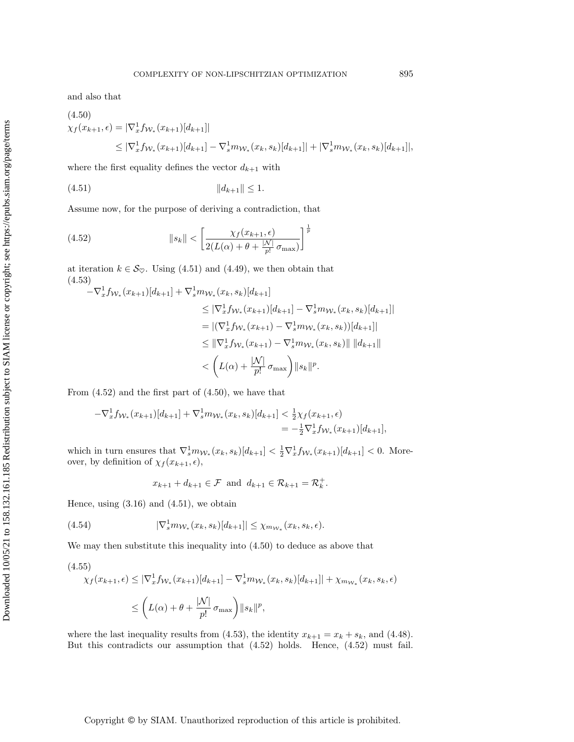and also that

$$
\begin{aligned}
\chi_f(x_{k+1}, \epsilon) &= |\nabla_x^1 f_{\mathcal{W}_*}(x_{k+1})[d_{k+1}]| \\
&\leq |\nabla_x^1 f_{\mathcal{W}_*}(x_{k+1})[d_{k+1}] - \nabla_s^1 m_{\mathcal{W}_*}(x_k, s_k)[d_{k+1}]| + |\nabla_s^1 m_{\mathcal{W}_*}(x_k, s_k)[d_{k+1}]|,
\end{aligned}
\tag{4.50}
$$

where the first equality defines the vector $d_{k+1}$ with

$$
\|d_{k+1}\| \leq 1. \tag{4.51}
$$

Assume now, for the purpose of deriving a contradiction, that

$$
\|s_k\| < \left[ \frac{\chi_f(x_{k+1}, \epsilon)}{2(L(\alpha) + \theta + \frac{|\mathcal{N}|}{p!}\, \sigma_{\max})} \right]^{\frac{1}{p}} \tag{4.52}
$$

at iteration $k \in \mathcal{S}_\heartsuit$. Using (4.51) and (4.49), we then obtain that

$$
\begin{aligned}
-\nabla_x^1 f_{\mathcal{W}_*}(x_{k+1})[d_{k+1}] &+ \nabla_s^1 m_{\mathcal{W}_*}(x_k, s_k)[d_{k+1}] \\
&\leq |\nabla_x^1 f_{\mathcal{W}_*}(x_{k+1})[d_{k+1}] - \nabla_s^1 m_{\mathcal{W}_*}(x_k, s_k)[d_{k+1}]| \\
&= |(\nabla_x^1 f_{\mathcal{W}_*}(x_{k+1}) - \nabla_s^1 m_{\mathcal{W}_*}(x_k, s_k))[d_{k+1}]| \\
&\leq \|\nabla_x^1 f_{\mathcal{W}_*}(x_{k+1}) - \nabla_s^1 m_{\mathcal{W}_*}(x_k, s_k)\| \, \|d_{k+1}\| \\
&< \left( L(\alpha) + \frac{|\mathcal{N}|}{p!}\, \sigma_{\max} \right) \|s_k\|^p.
\end{aligned}
\tag{4.53}
$$

From (4.52) and the first part of (4.50), we have that

$$
\begin{aligned}
-\nabla_x^1 f_{\mathcal{W}_*}(x_{k+1})[d_{k+1}] + \nabla_s^1 m_{\mathcal{W}_*}(x_k, s_k)[d_{k+1}] &< \tfrac{1}{2}\chi_f(x_{k+1}, \epsilon) \\
&= -\tfrac{1}{2}\nabla_x^1 f_{\mathcal{W}_*}(x_{k+1})[d_{k+1}],
\end{aligned}
$$

which in turn ensures that $\nabla_s^1 m_{\mathcal{W}_*}(x_k, s_k)[d_{k+1}] < \frac{1}{2}\nabla_x^1 f_{\mathcal{W}_*}(x_{k+1})[d_{k+1}] < 0$. Moreover, by definition of $\chi_f(x_{k+1}, \epsilon)$,

$$
x_{k+1} + d_{k+1} \in \mathcal{F} \;\text{ and }\; d_{k+1} \in \mathcal{R}_{k+1} = \mathcal{R}_k^+.
$$

Hence, using (3.16) and (4.51), we obtain

$$
|\nabla_s^1 m_{\mathcal{W}_*}(x_k, s_k)[d_{k+1}]| \leq \chi_{m_{\mathcal{W}_*}}(x_k, s_k, \epsilon). \tag{4.54}
$$

We may then substitute this inequality into (4.50) to deduce as above that

$$
\begin{aligned}
\chi_f(x_{k+1}, \epsilon) &\leq |\nabla_x^1 f_{\mathcal{W}_*}(x_{k+1})[d_{k+1}] - \nabla_s^1 m_{\mathcal{W}_*}(x_k, s_k)[d_{k+1}]| + \chi_{m_{\mathcal{W}_*}}(x_k, s_k, \epsilon) \\
&\leq \left( L(\alpha) + \theta + \frac{|\mathcal{N}|}{p!}\, \sigma_{\max} \right) \|s_k\|^p,
\end{aligned}
\tag{4.55}
$$

where the last inequality results from (4.53), the identity $x_{k+1} = x_k + s_k$, and (4.48). But this contradicts our assumption that (4.52) holds. Hence, (4.52) must fail.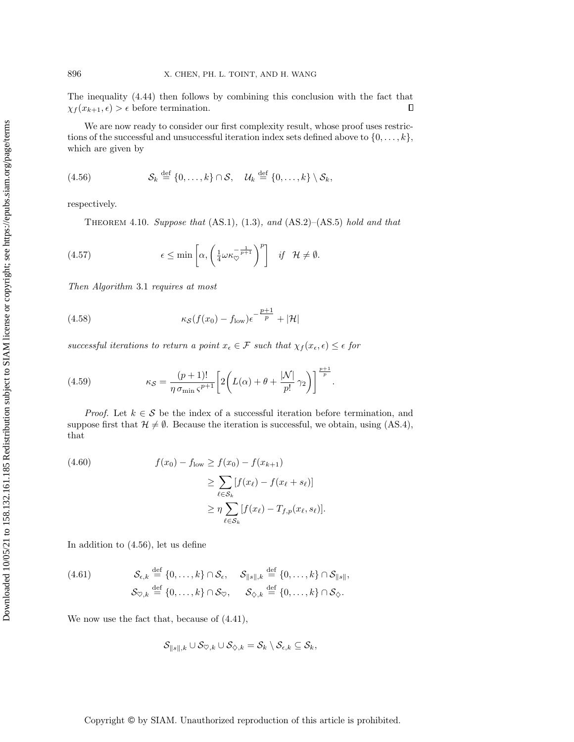The inequality (4.44) then follows by combining this conclusion with the fact that $\chi_f(x_{k+1}, \epsilon) > \epsilon$ before termination. ∎

We are now ready to consider our first complexity result, whose proof uses restrictions of the successful and unsuccessful iteration index sets defined above to $\{0, \ldots, k\}$, which are given by

$$\mathcal{S}_k \stackrel{\text{def}}{=} \{0, \ldots, k\} \cap \mathcal{S}, \quad \mathcal{U}_k \stackrel{\text{def}}{=} \{0, \ldots, k\} \setminus \mathcal{S}_k, \tag{4.56}$$

respectively.

Theorem 4.10. *Suppose that* (AS.1), (1.3), *and* (AS.2)–(AS.5) *hold and that*

$$\epsilon \leq \min\left[\alpha, \left(\tfrac{1}{4}\omega\kappa_{\heartsuit}^{-\frac{1}{p+1}}\right)^p\right] \quad \textit{if} \quad \mathcal{H} \neq \emptyset. \tag{4.57}$$

*Then Algorithm* 3.1 *requires at most*

$$\kappa_{\mathcal{S}}(f(x_0) - f_{\text{low}})\epsilon^{-\frac{p+1}{p}} + |\mathcal{H}| \tag{4.58}$$

*successful iterations to return a point $x_\epsilon \in \mathcal{F}$ such that $\chi_f(x_\epsilon, \epsilon) \leq \epsilon$ for*

$$\kappa_{\mathcal{S}} = \frac{(p+1)!}{\eta\, \sigma_{\min}\, \varsigma^{p+1}}\left[2\left(L(\alpha) + \theta + \frac{|\mathcal{N}|}{p!}\,\gamma_2\right)\right]^{\frac{p+1}{p}}. \tag{4.59}$$

*Proof.* Let $k \in \mathcal{S}$ be the index of a successful iteration before termination, and suppose first that $\mathcal{H} \neq \emptyset$. Because the iteration is successful, we obtain, using (AS.4), that

$$\begin{aligned} f(x_0) - f_{\text{low}} &\geq f(x_0) - f(x_{k+1}) \\ &\geq \sum_{\ell \in \mathcal{S}_k} [f(x_\ell) - f(x_\ell + s_\ell)] \\ &\geq \eta \sum_{\ell \in \mathcal{S}_k} [f(x_\ell) - T_{f,p}(x_\ell, s_\ell)]. \end{aligned} \tag{4.60}$$

In addition to (4.56), let us define

$$\begin{aligned} &\mathcal{S}_{\epsilon,k} \stackrel{\text{def}}{=} \{0, \ldots, k\} \cap \mathcal{S}_\epsilon, \quad \mathcal{S}_{\|s\|,k} \stackrel{\text{def}}{=} \{0, \ldots, k\} \cap \mathcal{S}_{\|s\|}, \\ &\mathcal{S}_{\heartsuit,k} \stackrel{\text{def}}{=} \{0, \ldots, k\} \cap \mathcal{S}_\heartsuit, \quad \mathcal{S}_{\diamondsuit,k} \stackrel{\text{def}}{=} \{0, \ldots, k\} \cap \mathcal{S}_\diamondsuit. \end{aligned} \tag{4.61}$$

We now use the fact that, because of (4.41),

$$\mathcal{S}_{\|s\|,k} \cup \mathcal{S}_{\heartsuit,k} \cup \mathcal{S}_{\diamondsuit,k} = \mathcal{S}_k \setminus \mathcal{S}_{\epsilon,k} \subseteq \mathcal{S}_k,$$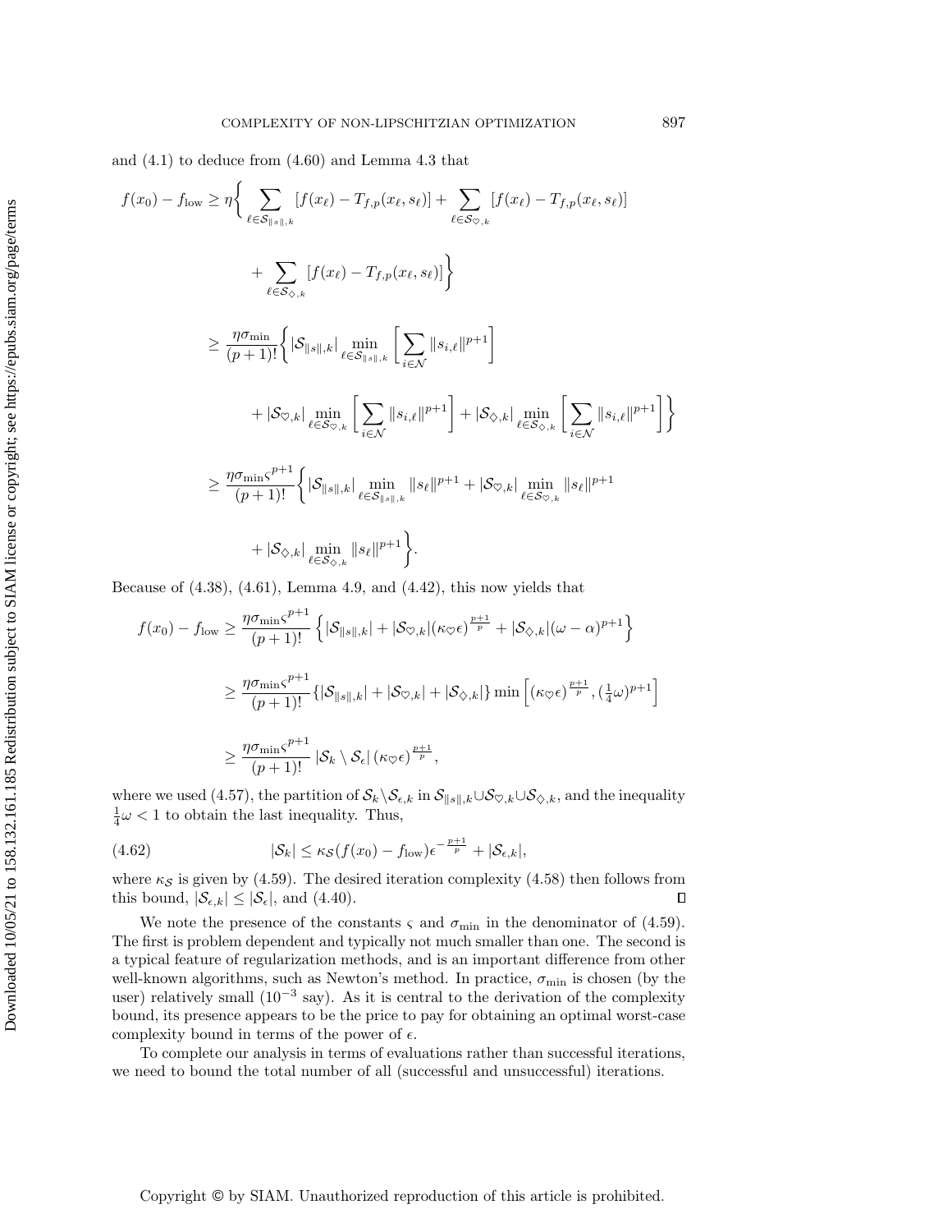and (4.1) to deduce from (4.60) and Lemma 4.3 that

$$
\begin{aligned}
f(x_0) - f_{\rm low} &\geq \eta \Bigg\{ \sum_{\ell \in \mathcal{S}_{\|s\|,k}} [f(x_\ell) - T_{f,p}(x_\ell, s_\ell)] + \sum_{\ell \in \mathcal{S}_{\heartsuit,k}} [f(x_\ell) - T_{f,p}(x_\ell, s_\ell)] \\
&\qquad + \sum_{\ell \in \mathcal{S}_{\diamondsuit,k}} [f(x_\ell) - T_{f,p}(x_\ell, s_\ell)] \Bigg\} \\
&\geq \frac{\eta \sigma_{\min}}{(p+1)!} \Bigg\{ |\mathcal{S}_{\|s\|,k}| \min_{\ell \in \mathcal{S}_{\|s\|,k}} \left[ \sum_{i \in \mathcal{N}} \|s_{i,\ell}\|^{p+1} \right] \\
&\qquad + |\mathcal{S}_{\heartsuit,k}| \min_{\ell \in \mathcal{S}_{\heartsuit,k}} \left[ \sum_{i \in \mathcal{N}} \|s_{i,\ell}\|^{p+1} \right] + |\mathcal{S}_{\diamondsuit,k}| \min_{\ell \in \mathcal{S}_{\diamondsuit,k}} \left[ \sum_{i \in \mathcal{N}} \|s_{i,\ell}\|^{p+1} \right] \Bigg\} \\
&\geq \frac{\eta \sigma_{\min} \varsigma^{p+1}}{(p+1)!} \Bigg\{ |\mathcal{S}_{\|s\|,k}| \min_{\ell \in \mathcal{S}_{\|s\|,k}} \|s_\ell\|^{p+1} + |\mathcal{S}_{\heartsuit,k}| \min_{\ell \in \mathcal{S}_{\heartsuit,k}} \|s_\ell\|^{p+1} \\
&\qquad + |\mathcal{S}_{\diamondsuit,k}| \min_{\ell \in \mathcal{S}_{\diamondsuit,k}} \|s_\ell\|^{p+1} \Bigg\}.
\end{aligned}
$$

Because of (4.38), (4.61), Lemma 4.9, and (4.42), this now yields that

$$
\begin{aligned}
f(x_0) - f_{\rm low} &\geq \frac{\eta \sigma_{\min} \varsigma^{p+1}}{(p+1)!} \left\{ |\mathcal{S}_{\|s\|,k}| + |\mathcal{S}_{\heartsuit,k}| (\kappa_\heartsuit \epsilon)^{\frac{p+1}{p}} + |\mathcal{S}_{\diamondsuit,k}| (\omega - \alpha)^{p+1} \right\} \\
&\geq \frac{\eta \sigma_{\min} \varsigma^{p+1}}{(p+1)!} \{ |\mathcal{S}_{\|s\|,k}| + |\mathcal{S}_{\heartsuit,k}| + |\mathcal{S}_{\diamondsuit,k}| \} \min \left[ (\kappa_\heartsuit \epsilon)^{\frac{p+1}{p}}, (\tfrac{1}{4}\omega)^{p+1} \right] \\
&\geq \frac{\eta \sigma_{\min} \varsigma^{p+1}}{(p+1)!} \, |\mathcal{S}_k \setminus \mathcal{S}_\epsilon| \, (\kappa_\heartsuit \epsilon)^{\frac{p+1}{p}},
\end{aligned}
$$

where we used (4.57), the partition of $\mathcal{S}_k \setminus \mathcal{S}_{\epsilon,k}$ in $\mathcal{S}_{\|s\|,k} \cup \mathcal{S}_{\heartsuit,k} \cup \mathcal{S}_{\diamondsuit,k}$, and the inequality $\frac{1}{4}\omega < 1$ to obtain the last inequality. Thus,

$$
|\mathcal{S}_k| \leq \kappa_{\mathcal{S}} (f(x_0) - f_{\rm low}) \epsilon^{-\frac{p+1}{p}} + |\mathcal{S}_{\epsilon,k}|, \tag{4.62}
$$

where $\kappa_{\mathcal{S}}$ is given by (4.59). The desired iteration complexity (4.58) then follows from this bound, $|\mathcal{S}_{\epsilon,k}| \leq |\mathcal{S}_\epsilon|$, and (4.40). $\square$

We note the presence of the constants $\varsigma$ and $\sigma_{\min}$ in the denominator of (4.59). The first is problem dependent and typically not much smaller than one. The second is a typical feature of regularization methods, and is an important difference from other well-known algorithms, such as Newton's method. In practice, $\sigma_{\min}$ is chosen (by the user) relatively small ($10^{-3}$ say). As it is central to the derivation of the complexity bound, its presence appears to be the price to pay for obtaining an optimal worst-case complexity bound in terms of the power of $\epsilon$.

To complete our analysis in terms of evaluations rather than successful iterations, we need to bound the total number of all (successful and unsuccessful) iterations.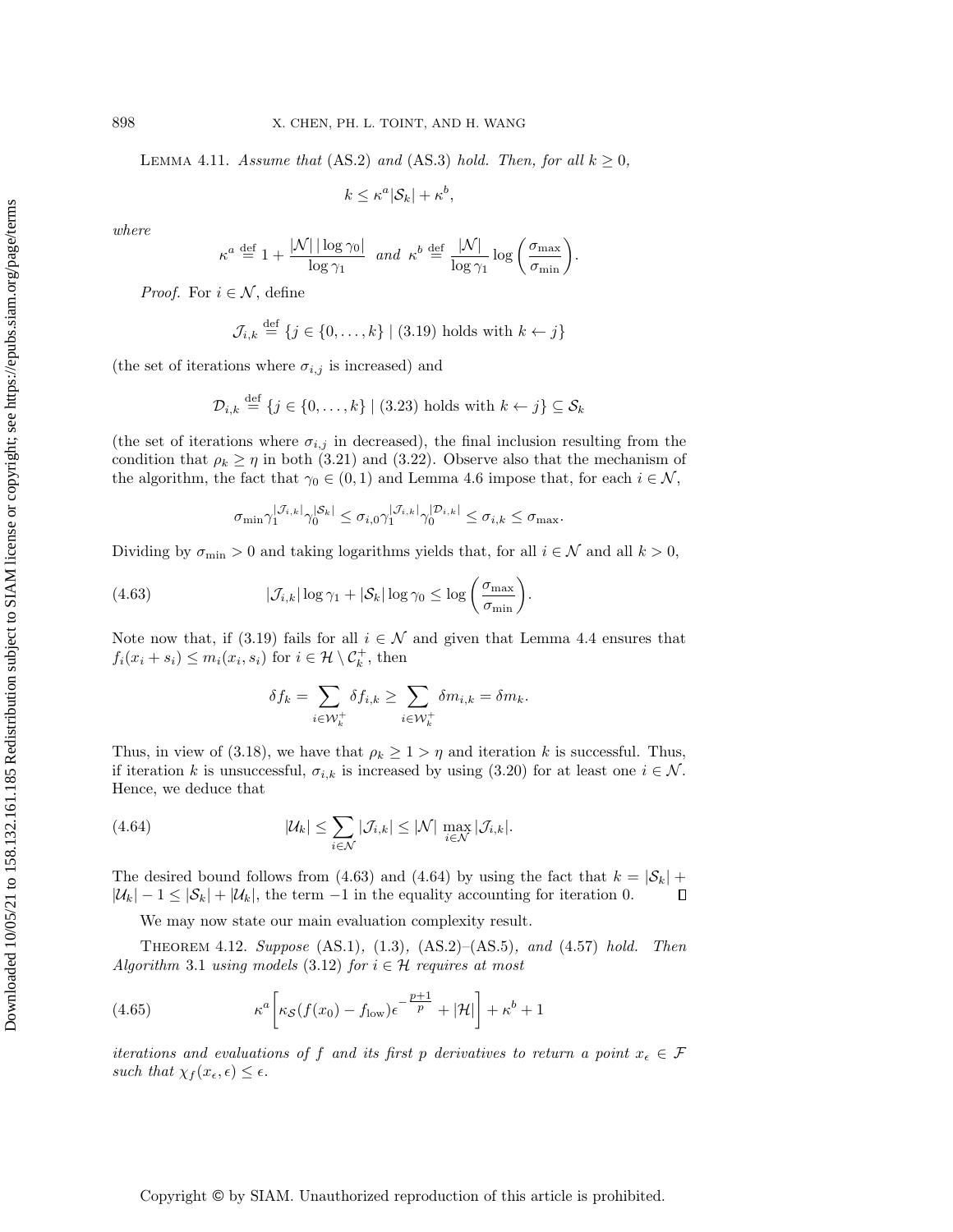**Lemma 4.11.** *Assume that* (AS.2) *and* (AS.3) *hold. Then, for all $k \geq 0$,*

$$k \leq \kappa^a |\mathcal{S}_k| + \kappa^b,$$

*where*

$$\kappa^a \stackrel{\text{def}}{=} 1 + \frac{|\mathcal{N}|\,|\log \gamma_0|}{\log \gamma_1} \quad \textit{and} \quad \kappa^b \stackrel{\text{def}}{=} \frac{|\mathcal{N}|}{\log \gamma_1} \log\left(\frac{\sigma_{\max}}{\sigma_{\min}}\right).$$

*Proof.* For $i \in \mathcal{N}$, define

$$\mathcal{J}_{i,k} \stackrel{\text{def}}{=} \{j \in \{0, \ldots, k\} \mid (3.19) \text{ holds with } k \leftarrow j\}$$

(the set of iterations where $\sigma_{i,j}$ is increased) and

$$\mathcal{D}_{i,k} \stackrel{\text{def}}{=} \{j \in \{0, \ldots, k\} \mid (3.23) \text{ holds with } k \leftarrow j\} \subseteq \mathcal{S}_k$$

(the set of iterations where $\sigma_{i,j}$ in decreased), the final inclusion resulting from the condition that $\rho_k \geq \eta$ in both (3.21) and (3.22). Observe also that the mechanism of the algorithm, the fact that $\gamma_0 \in (0,1)$ and Lemma 4.6 impose that, for each $i \in \mathcal{N}$,

$$\sigma_{\min} \gamma_1^{|\mathcal{J}_{i,k}|} \gamma_0^{|\mathcal{S}_k|} \leq \sigma_{i,0} \gamma_1^{|\mathcal{J}_{i,k}|} \gamma_0^{|\mathcal{D}_{i,k}|} \leq \sigma_{i,k} \leq \sigma_{\max}.$$

Dividing by $\sigma_{\min} > 0$ and taking logarithms yields that, for all $i \in \mathcal{N}$ and all $k > 0$,

$$|\mathcal{J}_{i,k}| \log \gamma_1 + |\mathcal{S}_k| \log \gamma_0 \leq \log\left(\frac{\sigma_{\max}}{\sigma_{\min}}\right). \tag{4.63}$$

Note now that, if (3.19) fails for all $i \in \mathcal{N}$ and given that Lemma 4.4 ensures that $f_i(x_i + s_i) \leq m_i(x_i, s_i)$ for $i \in \mathcal{H} \setminus \mathcal{C}_k^+$, then

$$\delta f_k = \sum_{i \in \mathcal{W}_k^+} \delta f_{i,k} \geq \sum_{i \in \mathcal{W}_k^+} \delta m_{i,k} = \delta m_k.$$

Thus, in view of (3.18), we have that $\rho_k \geq 1 > \eta$ and iteration $k$ is successful. Thus, if iteration $k$ is unsuccessful, $\sigma_{i,k}$ is increased by using (3.20) for at least one $i \in \mathcal{N}$. Hence, we deduce that

$$|\mathcal{U}_k| \leq \sum_{i \in \mathcal{N}} |\mathcal{J}_{i,k}| \leq |\mathcal{N}| \max_{i \in \mathcal{N}} |\mathcal{J}_{i,k}|. \tag{4.64}$$

The desired bound follows from (4.63) and (4.64) by using the fact that $k = |\mathcal{S}_k| + |\mathcal{U}_k| - 1 \leq |\mathcal{S}_k| + |\mathcal{U}_k|$, the term $-1$ in the equality accounting for iteration 0. $\square$

We may now state our main evaluation complexity result.

**Theorem 4.12.** *Suppose* (AS.1), (1.3), (AS.2)–(AS.5), *and* (4.57) *hold. Then Algorithm* 3.1 *using models* (3.12) *for $i \in \mathcal{H}$ requires at most*

$$\kappa^a \left[\kappa_{\mathcal{S}}(f(x_0) - f_{\text{low}})\epsilon^{-\frac{p+1}{p}} + |\mathcal{H}|\right] + \kappa^b + 1 \tag{4.65}$$

*iterations and evaluations of $f$ and its first $p$ derivatives to return a point $x_\epsilon \in \mathcal{F}$ such that $\chi_f(x_\epsilon, \epsilon) \leq \epsilon$.*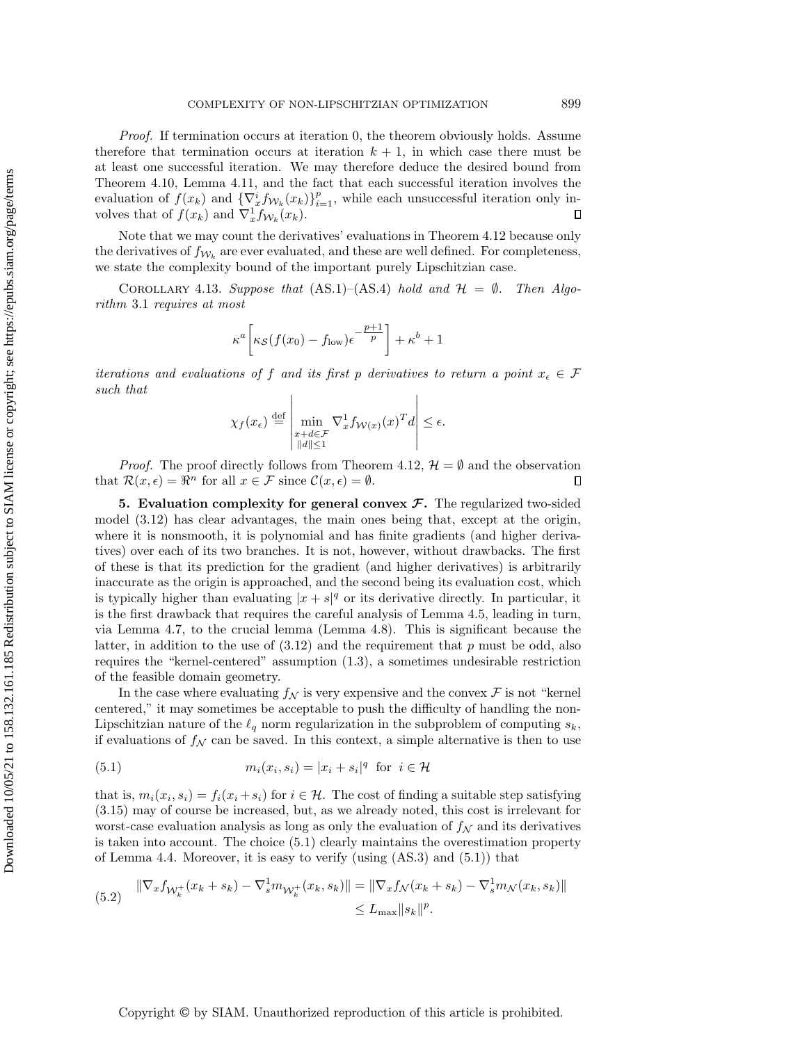*Proof.* If termination occurs at iteration 0, the theorem obviously holds. Assume therefore that termination occurs at iteration $k+1$, in which case there must be at least one successful iteration. We may therefore deduce the desired bound from Theorem 4.10, Lemma 4.11, and the fact that each successful iteration involves the evaluation of $f(x_k)$ and $\{\nabla_x^i f_{\mathcal{W}_k}(x_k)\}_{i=1}^p$, while each unsuccessful iteration only involves that of $f(x_k)$ and $\nabla_x^1 f_{\mathcal{W}_k}(x_k)$. $\square$

Note that we may count the derivatives' evaluations in Theorem 4.12 because only the derivatives of $f_{\mathcal{W}_k}$ are ever evaluated, and these are well defined. For completeness, we state the complexity bound of the important purely Lipschitzian case.

COROLLARY 4.13. *Suppose that* (AS.1)–(AS.4) *hold and* $\mathcal{H} = \emptyset$. *Then Algorithm* 3.1 *requires at most*

$$\kappa^a \left[ \kappa_{\mathcal{S}} (f(x_0) - f_{\rm low}) \epsilon^{-\frac{p+1}{p}} \right] + \kappa^b + 1$$

*iterations and evaluations of $f$ and its first $p$ derivatives to return a point $x_\epsilon \in \mathcal{F}$ such that*

$$\chi_f(x_\epsilon) \stackrel{\rm def}{=} \left| \min_{\substack{x+d \in \mathcal{F} \\ \|d\| \leq 1}} \nabla_x^1 f_{\mathcal{W}(x)}(x)^T d \right| \leq \epsilon.$$

*Proof.* The proof directly follows from Theorem 4.12, $\mathcal{H} = \emptyset$ and the observation that $\mathcal{R}(x,\epsilon) = \Re^n$ for all $x \in \mathcal{F}$ since $\mathcal{C}(x,\epsilon) = \emptyset$. $\square$

## 5. Evaluation complexity for general convex $\mathcal{F}$.

The regularized two-sided model (3.12) has clear advantages, the main ones being that, except at the origin, where it is nonsmooth, it is polynomial and has finite gradients (and higher derivatives) over each of its two branches. It is not, however, without drawbacks. The first of these is that its prediction for the gradient (and higher derivatives) is arbitrarily inaccurate as the origin is approached, and the second being its evaluation cost, which is typically higher than evaluating $|x+s|^q$ or its derivative directly. In particular, it is the first drawback that requires the careful analysis of Lemma 4.5, leading in turn, via Lemma 4.7, to the crucial lemma (Lemma 4.8). This is significant because the latter, in addition to the use of (3.12) and the requirement that $p$ must be odd, also requires the "kernel-centered" assumption (1.3), a sometimes undesirable restriction of the feasible domain geometry.

In the case where evaluating $f_{\mathcal{N}}$ is very expensive and the convex $\mathcal{F}$ is not "kernel centered," it may sometimes be acceptable to push the difficulty of handling the non-Lipschitzian nature of the $\ell_q$ norm regularization in the subproblem of computing $s_k$, if evaluations of $f_{\mathcal{N}}$ can be saved. In this context, a simple alternative is then to use

$$m_i(x_i, s_i) = |x_i + s_i|^q \quad \text{for } \; i \in \mathcal{H} \tag{5.1}$$

that is, $m_i(x_i, s_i) = f_i(x_i + s_i)$ for $i \in \mathcal{H}$. The cost of finding a suitable step satisfying (3.15) may of course be increased, but, as we already noted, this cost is irrelevant for worst-case evaluation analysis as long as only the evaluation of $f_{\mathcal{N}}$ and its derivatives is taken into account. The choice (5.1) clearly maintains the overestimation property of Lemma 4.4. Moreover, it is easy to verify (using (AS.3) and (5.1)) that

$$\begin{aligned} \|\nabla_x f_{\mathcal{W}_k^+}(x_k + s_k) - \nabla_s^1 m_{\mathcal{W}_k^+}(x_k, s_k)\| &= \|\nabla_x f_{\mathcal{N}}(x_k + s_k) - \nabla_s^1 m_{\mathcal{N}}(x_k, s_k)\| \\ &\leq L_{\max} \|s_k\|^p. \end{aligned} \tag{5.2}$$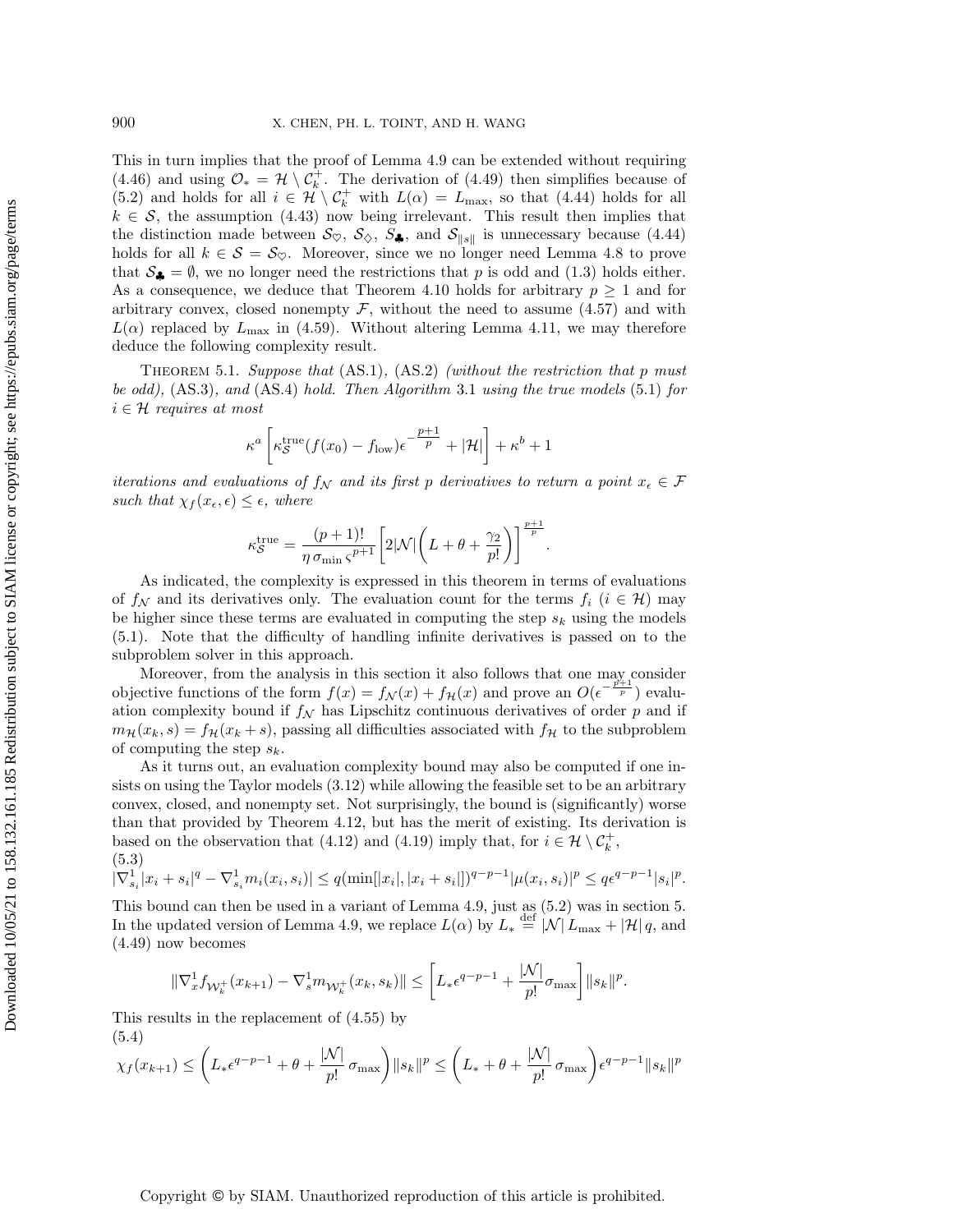This in turn implies that the proof of Lemma 4.9 can be extended without requiring (4.46) and using $\mathcal{O}_* = \mathcal{H} \setminus \mathcal{C}_k^+$. The derivation of (4.49) then simplifies because of (5.2) and holds for all $i \in \mathcal{H} \setminus \mathcal{C}_k^+$ with $L(\alpha) = L_{\max}$, so that (4.44) holds for all $k \in \mathcal{S}$, the assumption (4.43) now being irrelevant. This result then implies that the distinction made between $\mathcal{S}_\heartsuit$, $\mathcal{S}_\diamondsuit$, $S_\clubsuit$, and $\mathcal{S}_{\|s\|}$ is unnecessary because (4.44) holds for all $k \in \mathcal{S} = \mathcal{S}_\heartsuit$. Moreover, since we no longer need Lemma 4.8 to prove that $\mathcal{S}_\clubsuit = \emptyset$, we no longer need the restrictions that $p$ is odd and (1.3) holds either. As a consequence, we deduce that Theorem 4.10 holds for arbitrary $p \geq 1$ and for arbitrary convex, closed nonempty $\mathcal{F}$, without the need to assume (4.57) and with $L(\alpha)$ replaced by $L_{\max}$ in (4.59). Without altering Lemma 4.11, we may therefore deduce the following complexity result.

**Theorem 5.1.** *Suppose that* (AS.1), (AS.2) *(without the restriction that p must be odd),* (AS.3)*, and* (AS.4) *hold. Then Algorithm* 3.1 *using the true models* (5.1) *for* $i \in \mathcal{H}$ *requires at most*

$$\kappa^a \left[ \kappa_{\mathcal{S}}^{\text{true}} (f(x_0) - f_{\text{low}}) \epsilon^{-\frac{p+1}{p}} + |\mathcal{H}| \right] + \kappa^b + 1$$

*iterations and evaluations of* $f_\mathcal{N}$ *and its first* $p$ *derivatives to return a point* $x_\epsilon \in \mathcal{F}$ *such that* $\chi_f(x_\epsilon, \epsilon) \leq \epsilon$*, where*

$$\kappa_{\mathcal{S}}^{\text{true}} = \frac{(p+1)!}{\eta\, \sigma_{\min} \varsigma^{p+1}} \left[ 2|\mathcal{N}| \left( L + \theta + \frac{\gamma_2}{p!} \right) \right]^{\frac{p+1}{p}}.$$

As indicated, the complexity is expressed in this theorem in terms of evaluations of $f_\mathcal{N}$ and its derivatives only. The evaluation count for the terms $f_i$ ($i \in \mathcal{H}$) may be higher since these terms are evaluated in computing the step $s_k$ using the models (5.1). Note that the difficulty of handling infinite derivatives is passed on to the subproblem solver in this approach.

Moreover, from the analysis in this section it also follows that one may consider objective functions of the form $f(x) = f_\mathcal{N}(x) + f_\mathcal{H}(x)$ and prove an $O(\epsilon^{-\frac{p+1}{p}})$ evaluation complexity bound if $f_\mathcal{N}$ has Lipschitz continuous derivatives of order $p$ and if $m_\mathcal{H}(x_k, s) = f_\mathcal{H}(x_k + s)$, passing all difficulties associated with $f_\mathcal{H}$ to the subproblem of computing the step $s_k$.

As it turns out, an evaluation complexity bound may also be computed if one insists on using the Taylor models (3.12) while allowing the feasible set to be an arbitrary convex, closed, and nonempty set. Not surprisingly, the bound is (significantly) worse than that provided by Theorem 4.12, but has the merit of existing. Its derivation is based on the observation that (4.12) and (4.19) imply that, for $i \in \mathcal{H} \setminus \mathcal{C}_k^+$,

$$|\nabla_{s_i}^1 |x_i + s_i|^q - \nabla_{s_i}^1 m_i(x_i, s_i)| \leq q(\min[|x_i|, |x_i + s_i|])^{q-p-1} |\mu(x_i, s_i)|^p \leq q\epsilon^{q-p-1}|s_i|^p. \tag{5.3}$$

This bound can then be used in a variant of Lemma 4.9, just as (5.2) was in section 5. In the updated version of Lemma 4.9, we replace $L(\alpha)$ by $L_* \stackrel{\text{def}}{=} |\mathcal{N}|\, L_{\max} + |\mathcal{H}|\, q$, and (4.49) now becomes

$$\|\nabla_x^1 f_{\mathcal{W}_k^+}(x_{k+1}) - \nabla_s^1 m_{\mathcal{W}_k^+}(x_k, s_k)\| \leq \left[ L_* \epsilon^{q-p-1} + \frac{|\mathcal{N}|}{p!} \sigma_{\max} \right] \|s_k\|^p.$$

This results in the replacement of (4.55) by

$$\chi_f(x_{k+1}) \leq \left( L_* \epsilon^{q-p-1} + \theta + \frac{|\mathcal{N}|}{p!}\, \sigma_{\max} \right) \|s_k\|^p \leq \left( L_* + \theta + \frac{|\mathcal{N}|}{p!}\, \sigma_{\max} \right) \epsilon^{q-p-1} \|s_k\|^p \tag{5.4}$$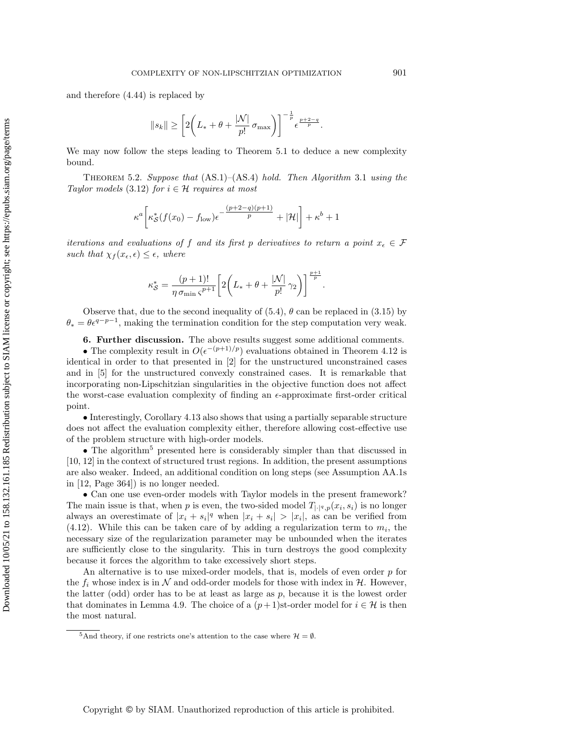and therefore (4.44) is replaced by

$$\|s_k\| \geq \left[2\left(L_* + \theta + \frac{|\mathcal{N}|}{p!}\,\sigma_{\max}\right)\right]^{-\frac{1}{p}} \epsilon^{\frac{p+2-q}{p}}.$$

We may now follow the steps leading to Theorem 5.1 to deduce a new complexity bound.

THEOREM 5.2. *Suppose that* (AS.1)–(AS.4) *hold. Then Algorithm* 3.1 *using the Taylor models* (3.12) *for* $i \in \mathcal{H}$ *requires at most*

$$\kappa^a\left[\kappa_{\mathcal{S}}^*(f(x_0) - f_{\text{low}})\epsilon^{-\frac{(p+2-q)(p+1)}{p}} + |\mathcal{H}|\right] + \kappa^b + 1$$

*iterations and evaluations of* $f$ *and its first* $p$ *derivatives to return a point* $x_\epsilon \in \mathcal{F}$ *such that* $\chi_f(x_\epsilon, \epsilon) \leq \epsilon$*, where*

$$\kappa_{\mathcal{S}}^* = \frac{(p+1)!}{\eta\,\sigma_{\min}\,\varsigma^{p+1}}\left[2\left(L_* + \theta + \frac{|\mathcal{N}|}{p!}\,\gamma_2\right)\right]^{\frac{p+1}{p}}.$$

Observe that, due to the second inequality of (5.4), $\theta$ can be replaced in (3.15) by $\theta_* = \theta\epsilon^{q-p-1}$, making the termination condition for the step computation very weak.

## 6. Further discussion.

The above results suggest some additional comments.

- The complexity result in $O(\epsilon^{-(p+1)/p})$ evaluations obtained in Theorem 4.12 is identical in order to that presented in [2] for the unstructured unconstrained cases and in [5] for the unstructured convexly constrained cases. It is remarkable that incorporating non-Lipschitzian singularities in the objective function does not affect the worst-case evaluation complexity of finding an $\epsilon$-approximate first-order critical point.
- Interestingly, Corollary 4.13 also shows that using a partially separable structure does not affect the evaluation complexity either, therefore allowing cost-effective use of the problem structure with high-order models.
- The algorithm[5] presented here is considerably simpler than that discussed in [10, 12] in the context of structured trust regions. In addition, the present assumptions are also weaker. Indeed, an additional condition on long steps (see Assumption AA.1s in [12, Page 364]) is no longer needed.
- Can one use even-order models with Taylor models in the present framework? The main issue is that, when $p$ is even, the two-sided model $T_{|\cdot|^q,p}(x_i, s_i)$ is no longer always an overestimate of $|x_i + s_i|^q$ when $|x_i + s_i| > |x_i|$, as can be verified from (4.12). While this can be taken care of by adding a regularization term to $m_i$, the necessary size of the regularization parameter may be unbounded when the iterates are sufficiently close to the singularity. This in turn destroys the good complexity because it forces the algorithm to take excessively short steps.

An alternative is to use mixed-order models, that is, models of even order $p$ for the $f_i$ whose index is in $\mathcal{N}$ and odd-order models for those with index in $\mathcal{H}$. However, the latter (odd) order has to be at least as large as $p$, because it is the lowest order that dominates in Lemma 4.9. The choice of a $(p+1)$st-order model for $i \in \mathcal{H}$ is then the most natural.

[5]And theory, if one restricts one's attention to the case where $\mathcal{H} = \emptyset$.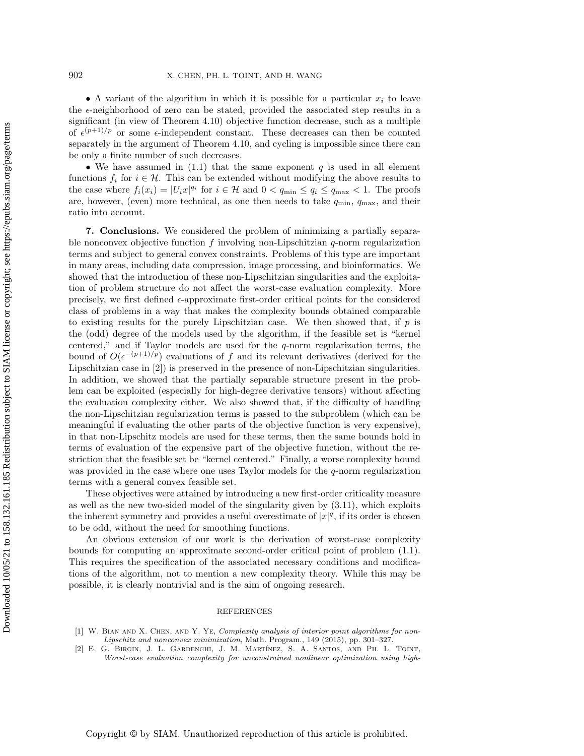- A variant of the algorithm in which it is possible for a particular $x_i$ to leave the $\epsilon$-neighborhood of zero can be stated, provided the associated step results in a significant (in view of Theorem 4.10) objective function decrease, such as a multiple of $\epsilon^{(p+1)/p}$ or some $\epsilon$-independent constant. These decreases can then be counted separately in the argument of Theorem 4.10, and cycling is impossible since there can be only a finite number of such decreases.
- We have assumed in (1.1) that the same exponent $q$ is used in all element functions $f_i$ for $i \in \mathcal{H}$. This can be extended without modifying the above results to the case where $f_i(x_i) = |U_i x|^{q_i}$ for $i \in \mathcal{H}$ and $0 < q_{\min} \le q_i \le q_{\max} < 1$. The proofs are, however, (even) more technical, as one then needs to take $q_{\min}$, $q_{\max}$, and their ratio into account.

## 7. Conclusions.

We considered the problem of minimizing a partially separable nonconvex objective function $f$ involving non-Lipschitzian $q$-norm regularization terms and subject to general convex constraints. Problems of this type are important in many areas, including data compression, image processing, and bioinformatics. We showed that the introduction of these non-Lipschitzian singularities and the exploitation of problem structure do not affect the worst-case evaluation complexity. More precisely, we first defined $\epsilon$-approximate first-order critical points for the considered class of problems in a way that makes the complexity bounds obtained comparable to existing results for the purely Lipschitzian case. We then showed that, if $p$ is the (odd) degree of the models used by the algorithm, if the feasible set is "kernel centered," and if Taylor models are used for the $q$-norm regularization terms, the bound of $O(\epsilon^{-(p+1)/p})$ evaluations of $f$ and its relevant derivatives (derived for the Lipschitzian case in [2]) is preserved in the presence of non-Lipschitzian singularities. In addition, we showed that the partially separable structure present in the problem can be exploited (especially for high-degree derivative tensors) without affecting the evaluation complexity either. We also showed that, if the difficulty of handling the non-Lipschitzian regularization terms is passed to the subproblem (which can be meaningful if evaluating the other parts of the objective function is very expensive), in that non-Lipschitz models are used for these terms, then the same bounds hold in terms of evaluation of the expensive part of the objective function, without the restriction that the feasible set be "kernel centered." Finally, a worse complexity bound was provided in the case where one uses Taylor models for the $q$-norm regularization terms with a general convex feasible set.

These objectives were attained by introducing a new first-order criticality measure as well as the new two-sided model of the singularity given by (3.11), which exploits the inherent symmetry and provides a useful overestimate of $|x|^q$, if its order is chosen to be odd, without the need for smoothing functions.

An obvious extension of our work is the derivation of worst-case complexity bounds for computing an approximate second-order critical point of problem (1.1). This requires the specification of the associated necessary conditions and modifications of the algorithm, not to mention a new complexity theory. While this may be possible, it is clearly nontrivial and is the aim of ongoing research.

## REFERENCES

[1] W. Bian and X. Chen, and Y. Ye, *Complexity analysis of interior point algorithms for non-Lipschitz and nonconvex minimization*, Math. Program., 149 (2015), pp. 301–327.

[2] E. G. Birgin, J. L. Gardenghi, J. M. Martínez, S. A. Santos, and Ph. L. Toint, *Worst-case evaluation complexity for unconstrained nonlinear optimization using high-*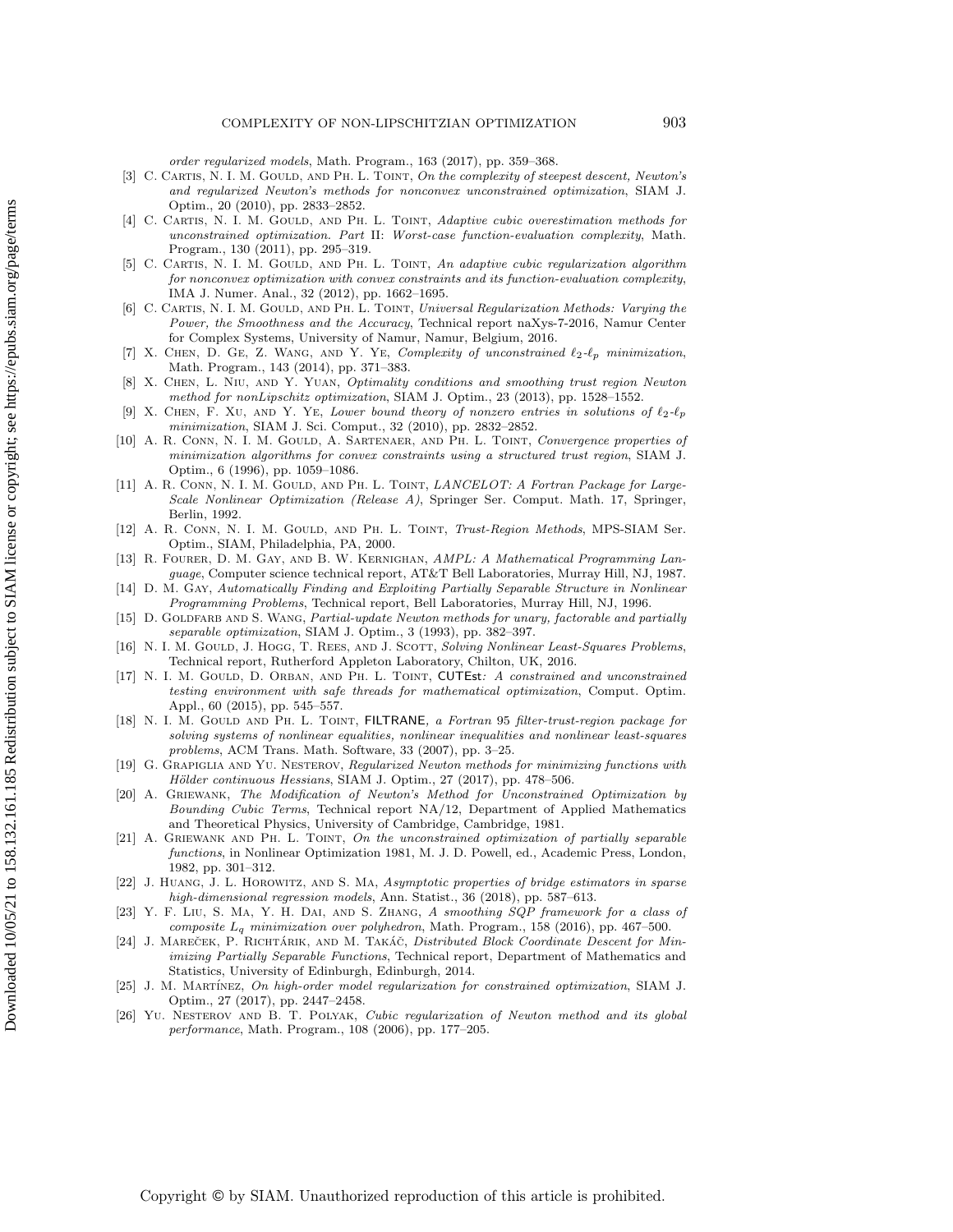*order regularized models*, Math. Program., 163 (2017), pp. 359–368.

[3] C. Cartis, N. I. M. Gould, and Ph. L. Toint, *On the complexity of steepest descent, Newton's and regularized Newton's methods for nonconvex unconstrained optimization*, SIAM J. Optim., 20 (2010), pp. 2833–2852.

[4] C. Cartis, N. I. M. Gould, and Ph. L. Toint, *Adaptive cubic overestimation methods for unconstrained optimization. Part* II: *Worst-case function-evaluation complexity*, Math. Program., 130 (2011), pp. 295–319.

[5] C. Cartis, N. I. M. Gould, and Ph. L. Toint, *An adaptive cubic regularization algorithm for nonconvex optimization with convex constraints and its function-evaluation complexity*, IMA J. Numer. Anal., 32 (2012), pp. 1662–1695.

[6] C. Cartis, N. I. M. Gould, and Ph. L. Toint, *Universal Regularization Methods: Varying the Power, the Smoothness and the Accuracy*, Technical report naXys-7-2016, Namur Center for Complex Systems, University of Namur, Namur, Belgium, 2016.

[7] X. Chen, D. Ge, Z. Wang, and Y. Ye, *Complexity of unconstrained $\ell_2$-$\ell_p$ minimization*, Math. Program., 143 (2014), pp. 371–383.

[8] X. Chen, L. Niu, and Y. Yuan, *Optimality conditions and smoothing trust region Newton method for nonLipschitz optimization*, SIAM J. Optim., 23 (2013), pp. 1528–1552.

[9] X. Chen, F. Xu, and Y. Ye, *Lower bound theory of nonzero entries in solutions of $\ell_2$-$\ell_p$ minimization*, SIAM J. Sci. Comput., 32 (2010), pp. 2832–2852.

[10] A. R. Conn, N. I. M. Gould, A. Sartenaer, and Ph. L. Toint, *Convergence properties of minimization algorithms for convex constraints using a structured trust region*, SIAM J. Optim., 6 (1996), pp. 1059–1086.

[11] A. R. Conn, N. I. M. Gould, and Ph. L. Toint, *LANCELOT: A Fortran Package for Large-Scale Nonlinear Optimization (Release A)*, Springer Ser. Comput. Math. 17, Springer, Berlin, 1992.

[12] A. R. Conn, N. I. M. Gould, and Ph. L. Toint, *Trust-Region Methods*, MPS-SIAM Ser. Optim., SIAM, Philadelphia, PA, 2000.

[13] R. Fourer, D. M. Gay, and B. W. Kernighan, *AMPL: A Mathematical Programming Language*, Computer science technical report, AT&T Bell Laboratories, Murray Hill, NJ, 1987.

[14] D. M. Gay, *Automatically Finding and Exploiting Partially Separable Structure in Nonlinear Programming Problems*, Technical report, Bell Laboratories, Murray Hill, NJ, 1996.

[15] D. Goldfarb and S. Wang, *Partial-update Newton methods for unary, factorable and partially separable optimization*, SIAM J. Optim., 3 (1993), pp. 382–397.

[16] N. I. M. Gould, J. Hogg, T. Rees, and J. Scott, *Solving Nonlinear Least-Squares Problems*, Technical report, Rutherford Appleton Laboratory, Chilton, UK, 2016.

[17] N. I. M. Gould, D. Orban, and Ph. L. Toint, *CUTEst: A constrained and unconstrained testing environment with safe threads for mathematical optimization*, Comput. Optim. Appl., 60 (2015), pp. 545–557.

[18] N. I. M. Gould and Ph. L. Toint, *FILTRANE, a Fortran 95 filter-trust-region package for solving systems of nonlinear equalities, nonlinear inequalities and nonlinear least-squares problems*, ACM Trans. Math. Software, 33 (2007), pp. 3–25.

[19] G. Grapiglia and Yu. Nesterov, *Regularized Newton methods for minimizing functions with Hölder continuous Hessians*, SIAM J. Optim., 27 (2017), pp. 478–506.

[20] A. Griewank, *The Modification of Newton's Method for Unconstrained Optimization by Bounding Cubic Terms*, Technical report NA/12, Department of Applied Mathematics and Theoretical Physics, University of Cambridge, Cambridge, 1981.

[21] A. Griewank and Ph. L. Toint, *On the unconstrained optimization of partially separable functions*, in Nonlinear Optimization 1981, M. J. D. Powell, ed., Academic Press, London, 1982, pp. 301–312.

[22] J. Huang, J. L. Horowitz, and S. Ma, *Asymptotic properties of bridge estimators in sparse high-dimensional regression models*, Ann. Statist., 36 (2018), pp. 587–613.

[23] Y. F. Liu, S. Ma, Y. H. Dai, and S. Zhang, *A smoothing SQP framework for a class of composite $L_q$ minimization over polyhedron*, Math. Program., 158 (2016), pp. 467–500.

[24] J. Mareček, P. Richtárik, and M. Takáč, *Distributed Block Coordinate Descent for Minimizing Partially Separable Functions*, Technical report, Department of Mathematics and Statistics, University of Edinburgh, Edinburgh, 2014.

[25] J. M. Martínez, *On high-order model regularization for constrained optimization*, SIAM J. Optim., 27 (2017), pp. 2447–2458.

[26] Yu. Nesterov and B. T. Polyak, *Cubic regularization of Newton method and its global performance*, Math. Program., 108 (2006), pp. 177–205.